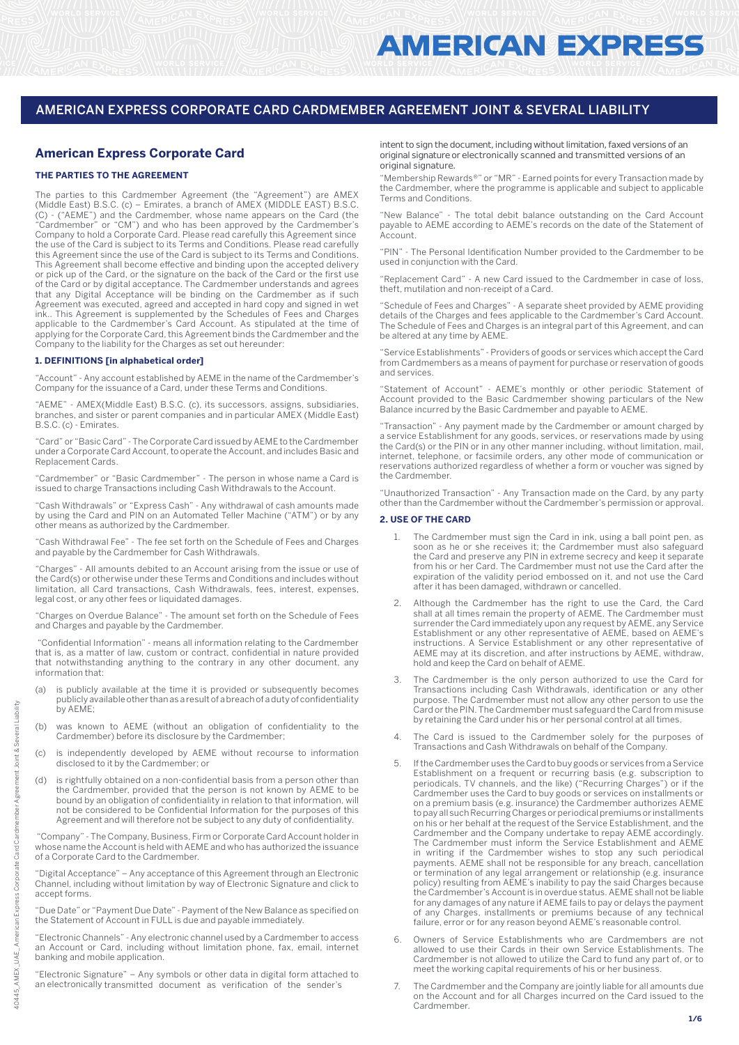# AMERICAN EXPRESS CORPORATE CARD CARDMEMBER AGREEMENT JOINT & SEVERAL LIABILITY

## American Express Corporate Card

### THE PARTIES TO THE AGREEMENT

The parties to this Cardmember Agreement (the "Agreement") are AMEX (Middle East) B.S.C. (c) – Emirates, a branch of AMEX (MIDDLE EAST) B.S.C. (C) - ("AEME") and the Cardmember, whose name appears on the Card (the "Cardmember" or "CM") and who has been approved by the Cardmember's Company to hold a Corporate Card. Please read carefully this Agreement since the use of the Card is subject to its Terms and Conditions. Please read carefully this Agreement since the use of the Card is subject to its Terms and Conditions. This Agreement shall become effective and binding upon the accepted delivery or pick up of the Card, or the signature on the back of the Card or the first use of the Card or by digital acceptance. The Cardmember understands and agrees that any Digital Acceptance will be binding on the Cardmember as if such Agreement was executed, agreed and accepted in hard copy and signed in wet ink.. This Agreement is supplemented by the Schedules of Fees and Charges applicable to the Cardmember's Card Account. As stipulated at the time of applying for the Corporate Card, this Agreement binds the Cardmember and the Company to the liability for the Charges as set out hereunder:

### 1. DEFINITIONS [in alphabetical order]

"Account" - Any account established by AEME in the name of the Cardmember's Company for the issuance of a Card, under these Terms and Conditions.

"AEME" - AMEX(Middle East) B.S.C. (c), its successors, assigns, subsidiaries, branches, and sister or parent companies and in particular AMEX (Middle East) B.S.C. (c) - Emirates.

"Card" or "Basic Card" - The Corporate Card issued by AEME to the Cardmember under a Corporate Card Account, to operate the Account, and includes Basic and Replacement Cards.

"Cardmember" or "Basic Cardmember" - The person in whose name a Card is issued to charge Transactions including Cash Withdrawals to the Account.

"Cash Withdrawals" or "Express Cash" - Any withdrawal of cash amounts made by using the Card and PIN on an Automated Teller Machine ("ATM") or by any other means as authorized by the Cardmember.

"Cash Withdrawal Fee" - The fee set forth on the Schedule of Fees and Charges and payable by the Cardmember for Cash Withdrawals.

"Charges" - All amounts debited to an Account arising from the issue or use of the Card(s) or otherwise under these Terms and Conditions and includes without limitation, all Card transactions, Cash Withdrawals, fees, interest, expenses, legal cost, or any other fees or liquidated damages.

"Charges on Overdue Balance" - The amount set forth on the Schedule of Fees and Charges and payable by the Cardmember.

"Confidential Information" - means all information relating to the Cardmember that is, as a matter of law, custom or contract, confidential in nature provided that notwithstanding anything to the contrary in any other document, any information that:

(a) is publicly available at the time it is provided or subsequently becomes publicly available other than as a result of a breach of a duty of confidentiality by AEME;

(b) was known to AEME (without an obligation of confidentiality to the Cardmember) before its disclosure by the Cardmember;

(c) is independently developed by AEME without recourse to information disclosed to it by the Cardmember; or

(d) is rightfully obtained on a non-confidential basis from a person other than the Cardmember, provided that the person is not known by AEME to be bound by an obligation of confidentiality in relation to that information, will not be considered to be Confidential Information for the purposes of this Agreement and will therefore not be subject to any duty of confidentiality.

"Company" - The Company, Business, Firm or Corporate Card Account holder in whose name the Account is held with AEME and who has authorized the issuance of a Corporate Card to the Cardmember.

"Digital Acceptance" – Any acceptance of this Agreement through an Electronic Channel, including without limitation by way of Electronic Signature and click to accept forms.

"Due Date" or "Payment Due Date" - Payment of the New Balance as specified on the Statement of Account in FULL is due and payable immediately.

"Electronic Channels" - Any electronic channel used by a Cardmember to access an Account or Card, including without limitation phone, fax, email, internet banking and mobile application.

"Electronic Signature" – Any symbols or other data in digital form attached to an electronically transmitted document as verification of the sender's intent to sign the document, including without limitation, faxed versions of an original signature or electronically scanned and transmitted versions of an original signature.

"Membership Rewards®" or "MR" - Earned points for every Transaction made by the Cardmember, where the programme is applicable and subject to applicable Terms and Conditions.

"New Balance" - The total debit balance outstanding on the Card Account payable to AEME according to AEME's records on the date of the Statement of Account.

"PIN" - The Personal Identification Number provided to the Cardmember to be used in conjunction with the Card.

"Replacement Card" - A new Card issued to the Cardmember in case of loss, theft, mutilation and non-receipt of a Card.

"Schedule of Fees and Charges" - A separate sheet provided by AEME providing details of the Charges and fees applicable to the Cardmember's Card Account. The Schedule of Fees and Charges is an integral part of this Agreement, and can be altered at any time by AEME.

"Service Establishments" - Providers of goods or services which accept the Card from Cardmembers as a means of payment for purchase or reservation of goods and services.

"Statement of Account" - AEME's monthly or other periodic Statement of Account provided to the Basic Cardmember showing particulars of the New Balance incurred by the Basic Cardmember and payable to AEME.

"Transaction" - Any payment made by the Cardmember or amount charged by a service Establishment for any goods, services, or reservations made by using the Card(s) or the PIN or in any other manner including, without limitation, mail, internet, telephone, or facsimile orders, any other mode of communication or reservations authorized regardless of whether a form or voucher was signed by the Cardmember.

"Unauthorized Transaction" - Any Transaction made on the Card, by any party other than the Cardmember without the Cardmember's permission or approval.

### 2. USE OF THE CARD

1. The Cardmember must sign the Card in ink, using a ball point pen, as soon as he or she receives it; the Cardmember must also safeguard the Card and preserve any PIN in extreme secrecy and keep it separate from his or her Card. The Cardmember must not use the Card after the expiration of the validity period embossed on it, and not use the Card after it has been damaged, withdrawn or cancelled.

2. Although the Cardmember has the right to use the Card, the Card shall at all times remain the property of AEME. The Cardmember must surrender the Card immediately upon any request by AEME, any Service Establishment or any other representative of AEME, based on AEME's instructions. A Service Establishment or any other representative of AEME may at its discretion, and after instructions by AEME, withdraw, hold and keep the Card on behalf of AEME.

3. The Cardmember is the only person authorized to use the Card for Transactions including Cash Withdrawals, identification or any other purpose. The Cardmember must not allow any other person to use the Card or the PIN. The Cardmember must safeguard the Card from misuse by retaining the Card under his or her personal control at all times.

4. The Card is issued to the Cardmember solely for the purposes of Transactions and Cash Withdrawals on behalf of the Company.

5. If the Cardmember uses the Card to buy goods or services from a Service Establishment on a frequent or recurring basis (e.g. subscription to periodicals, TV channels, and the like) ("Recurring Charges") or if the Cardmember uses the Card to buy goods or services on installments or on a premium basis (e.g. insurance) the Cardmember authorizes AEME to pay all such Recurring Charges or periodical premiums or installments on his or her behalf at the request of the Service Establishment, and the Cardmember and the Company undertake to repay AEME accordingly. The Cardmember must inform the Service Establishment and AEME in writing if the Cardmember wishes to stop any such periodical payments. AEME shall not be responsible for any breach, cancellation or termination of any legal arrangement or relationship (e.g. insurance policy) resulting from AEME's inability to pay the said Charges because the Cardmember's Account is in overdue status. AEME shall not be liable for any damages of any nature if AEME fails to pay or delays the payment of any Charges, installments or premiums because of any technical failure, error or for any reason beyond AEME's reasonable control.

6. Owners of Service Establishments who are Cardmembers are not allowed to use their Cards in their own Service Establishments. The Cardmember is not allowed to utilize the Card to fund any part of, or to meet the working capital requirements of his or her business.

7. The Cardmember and the Company are jointly liable for all amounts due on the Account and for all Charges incurred on the Card issued to the Cardmember.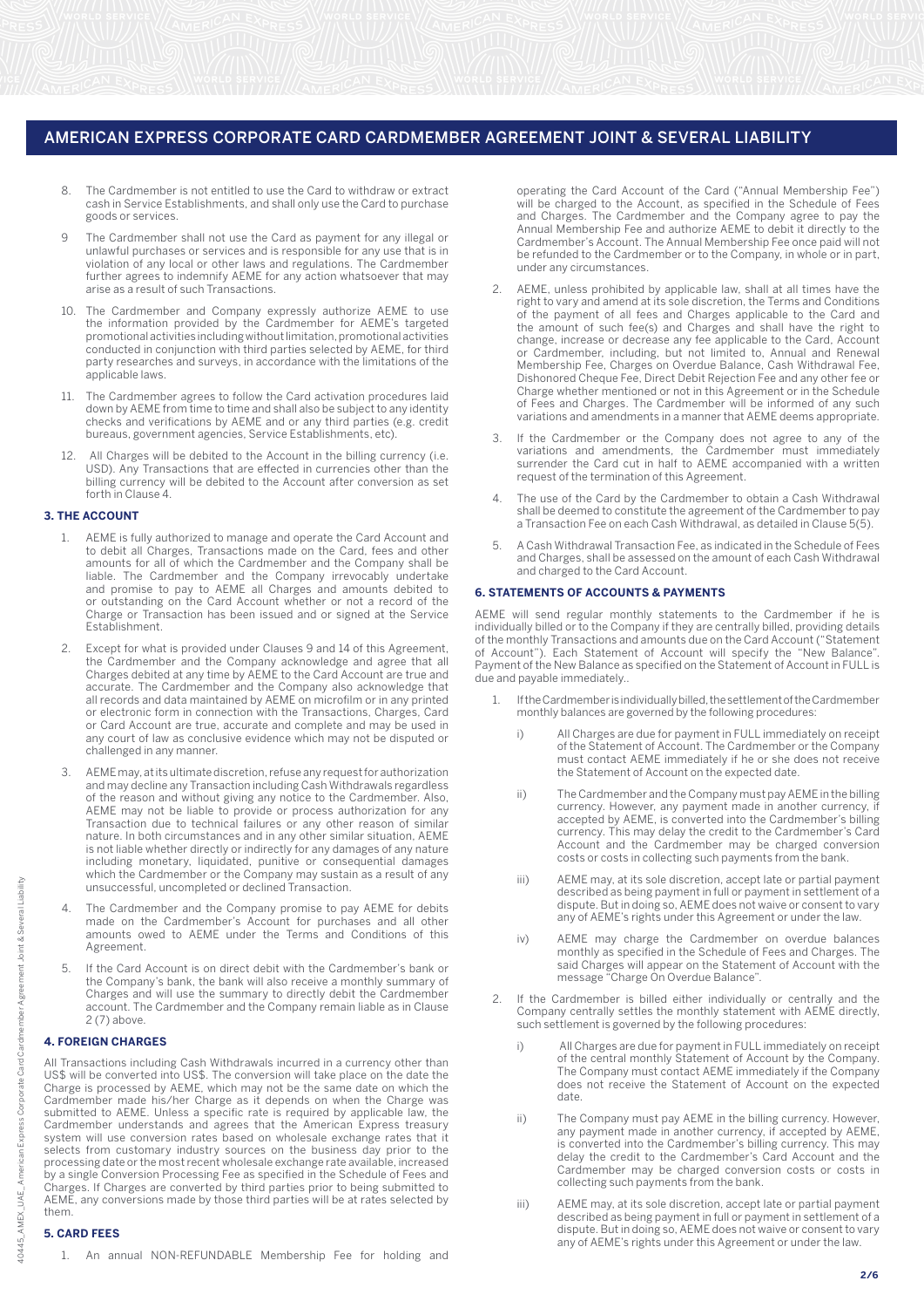8. The Cardmember is not entitled to use the Card to withdraw or extract cash in Service Establishments, and shall only use the Card to purchase goods or services.

9. The Cardmember shall not use the Card as payment for any illegal or unlawful purchases or services and is responsible for any use that is in violation of any local or other laws and regulations. The Cardmember further agrees to indemnify AEME for any action whatsoever that may arise as a result of such Transactions.

10. The Cardmember and Company expressly authorize AEME to use the information provided by the Cardmember for AEME's targeted promotional activities including without limitation, promotional activities conducted in conjunction with third parties selected by AEME, for third party researches and surveys, in accordance with the limitations of the applicable laws.

11. The Cardmember agrees to follow the Card activation procedures laid down by AEME from time to time and shall also be subject to any identity checks and verifications by AEME and or any third parties (e.g. credit bureaus, government agencies, Service Establishments, etc).

12. All Charges will be debited to the Account in the billing currency (i.e. USD). Any Transactions that are effected in currencies other than the billing currency will be debited to the Account after conversion as set forth in Clause 4.

### 3. THE ACCOUNT

1. AEME is fully authorized to manage and operate the Card Account and to debit all Charges, Transactions made on the Card, fees and other amounts for all of which the Cardmember and the Company shall be liable. The Cardmember and the Company irrevocably undertake and promise to pay to AEME all Charges and amounts debited to or outstanding on the Card Account whether or not a record of the Charge or Transaction has been issued and or signed at the Service Establishment.

2. Except for what is provided under Clauses 9 and 14 of this Agreement, the Cardmember and the Company acknowledge and agree that all Charges debited at any time by AEME to the Card Account are true and accurate. The Cardmember and the Company also acknowledge that all records and data maintained by AEME on microfilm or in any printed or electronic form in connection with the Transactions, Charges, Card or Card Account are true, accurate and complete and may be used in any court of law as conclusive evidence which may not be disputed or challenged in any manner.

3. AEME may, at its ultimate discretion, refuse any request for authorization and may decline any Transaction including Cash Withdrawals regardless of the reason and without giving any notice to the Cardmember. Also, AEME may not be liable to provide or process authorization for any Transaction due to technical failures or any other reason of similar nature. In both circumstances and in any other similar situation, AEME is not liable whether directly or indirectly for any damages of any nature including monetary, liquidated, punitive or consequential damages which the Cardmember or the Company may sustain as a result of any unsuccessful, uncompleted or declined Transaction.

4. The Cardmember and the Company promise to pay AEME for debits made on the Cardmember's Account for purchases and all other amounts owed to AEME under the Terms and Conditions of this Agreement.

5. If the Card Account is on direct debit with the Cardmember's bank or the Company's bank, the bank will also receive a monthly summary of Charges and will use the summary to directly debit the Cardmember account. The Cardmember and the Company remain liable as in Clause 2 (7) above.

### 4. FOREIGN CHARGES

All Transactions including Cash Withdrawals incurred in a currency other than US$ will be converted into US$. The conversion will take place on the date the Charge is processed by AEME, which may not be the same date on which the Cardmember made his/her Charge as it depends on when the Charge was submitted to AEME. Unless a specific rate is required by applicable law, the Cardmember understands and agrees that the American Express treasury system will use conversion rates based on wholesale exchange rates that it selects from customary industry sources on the business day prior to the processing date or the most recent wholesale exchange rate available, increased by a single Conversion Processing Fee as specified in the Schedule of Fees and Charges. If Charges are converted by third parties prior to being submitted to AEME, any conversions made by those third parties will be at rates selected by them.

### 5. CARD FEES

1. An annual NON-REFUNDABLE Membership Fee for holding and operating the Card Account of the Card ("Annual Membership Fee") will be charged to the Account, as specified in the Schedule of Fees and Charges. The Cardmember and the Company agree to pay the Annual Membership Fee and authorize AEME to debit it directly to the Cardmember's Account. The Annual Membership Fee once paid will not be refunded to the Cardmember or to the Company, in whole or in part, under any circumstances.

2. AEME, unless prohibited by applicable law, shall at all times have the right to vary and amend at its sole discretion, the Terms and Conditions of the payment of all fees and Charges applicable to the Card and the amount of such fee(s) and Charges and shall have the right to change, increase or decrease any fee applicable to the Card, Account or Cardmember, including, but not limited to, Annual and Renewal Membership Fee, Charges on Overdue Balance, Cash Withdrawal Fee, Dishonored Cheque Fee, Direct Debit Rejection Fee and any other fee or Charge whether mentioned or not in this Agreement or in the Schedule of Fees and Charges. The Cardmember will be informed of any such variations and amendments in a manner that AEME deems appropriate.

3. If the Cardmember or the Company does not agree to any of the variations and amendments, the Cardmember must immediately surrender the Card cut in half to AEME accompanied with a written request of the termination of this Agreement.

4. The use of the Card by the Cardmember to obtain a Cash Withdrawal shall be deemed to constitute the agreement of the Cardmember to pay a Transaction Fee on each Cash Withdrawal, as detailed in Clause 5(5).

5. A Cash Withdrawal Transaction Fee, as indicated in the Schedule of Fees and Charges, shall be assessed on the amount of each Cash Withdrawal and charged to the Card Account.

### 6. STATEMENTS OF ACCOUNTS & PAYMENTS

AEME will send regular monthly statements to the Cardmember if he is individually billed or to the Company if they are centrally billed, providing details of the monthly Transactions and amounts due on the Card Account ("Statement of Account"). Each Statement of Account will specify the "New Balance". Payment of the New Balance as specified on the Statement of Account in FULL is due and payable immediately..

1. If the Cardmember is individually billed, the settlement of the Cardmember monthly balances are governed by the following procedures:

   i) All Charges are due for payment in FULL immediately on receipt of the Statement of Account. The Cardmember or the Company must contact AEME immediately if he or she does not receive the Statement of Account on the expected date.

   ii) The Cardmember and the Company must pay AEME in the billing currency. However, any payment made in another currency, if accepted by AEME, is converted into the Cardmember's billing currency. This may delay the credit to the Cardmember's Card Account and the Cardmember may be charged conversion costs or costs in collecting such payments from the bank.

   iii) AEME may, at its sole discretion, accept late or partial payment described as being payment in full or payment in settlement of a dispute. But in doing so, AEME does not waive or consent to vary any of AEME's rights under this Agreement or under the law.

   iv) AEME may charge the Cardmember on overdue balances monthly as specified in the Schedule of Fees and Charges. The said Charges will appear on the Statement of Account with the message "Charge On Overdue Balance".

2. If the Cardmember is billed either individually or centrally and the Company centrally settles the monthly statement with AEME directly, such settlement is governed by the following procedures:

   i) All Charges are due for payment in FULL immediately on receipt of the central monthly Statement of Account by the Company. The Company must contact AEME immediately if the Company does not receive the Statement of Account on the expected date.

   ii) The Company must pay AEME in the billing currency. However, any payment made in another currency, if accepted by AEME, is converted into the Cardmember's billing currency. This may delay the credit to the Cardmember's Card Account and the Cardmember may be charged conversion costs or costs in collecting such payments from the bank.

   iii) AEME may, at its sole discretion, accept late or partial payment described as being payment in full or payment in settlement of a dispute. But in doing so, AEME does not waive or consent to vary any of AEME's rights under this Agreement or under the law.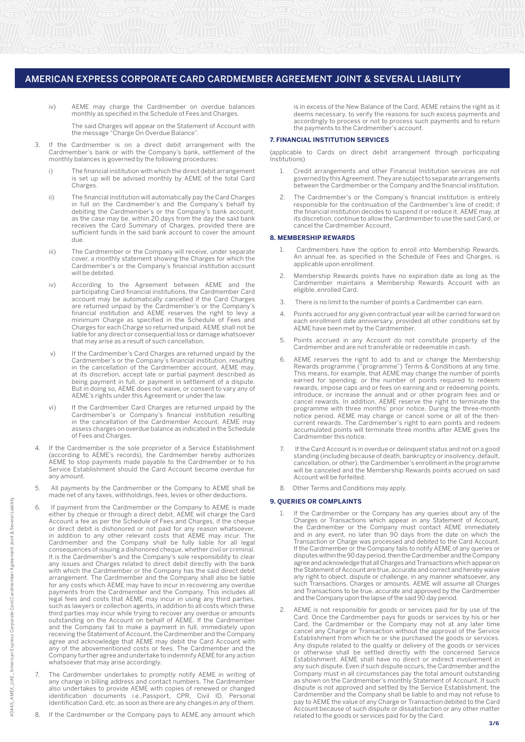iv) AEME may charge the Cardmember on overdue balances monthly as specified in the Schedule of Fees and Charges.

The said Charges will appear on the Statement of Account with the message "Charge On Overdue Balance".

3. If the Cardmember is on a direct debit arrangement with the Cardmember's bank or with the Company's bank, settlement of the monthly balances is governed by the following procedures:

   i) The financial institution with which the direct debit arrangement is set up will be advised monthly by AEME of the total Card Charges.

   ii) The financial institution will automatically pay the Card Charges in full on the Cardmember's and the Company's behalf by debiting the Cardmember's or the Company's bank account, as the case may be, within 20 days from the day the said bank receives the Card Summary of Charges, provided there are sufficient funds in the said bank account to cover the amount due.

   iii) The Cardmember or the Company will receive, under separate cover, a monthly statement showing the Charges for which the Cardmember's or the Company's financial institution account will be debited.

   iv) According to the Agreement between AEME and the participating Card financial institutions, the Cardmember Card account may be automatically cancelled if the Card Charges are returned unpaid by the Cardmember's or the Company's financial institution and AEME reserves the right to levy a minimum Charge as specified in the Schedule of Fees and Charges for each Charge so returned unpaid. AEME shall not be liable for any direct or consequential loss or damage whatsoever that may arise as a result of such cancellation.

   v) If the Cardmember's Card Charges are returned unpaid by the Cardmember's or the Company's financial institution, resulting in the cancellation of the Cardmember account, AEME may, at its discretion, accept late or partial payment described as being payment in full, or payment in settlement of a dispute. But in doing so, AEME does not waive, or consent to vary any of AEME's rights under this Agreement or under the law.

   vi) If the Cardmember Card Charges are returned unpaid by the Cardmember's or Company's financial institution resulting in the cancellation of the Cardmember Account, AEME may assess charges on overdue balance as indicated in the Schedule of Fees and Charges.

4. If the Cardmember is the sole proprietor of a Service Establishment (according to AEME's records), the Cardmember hereby authorizes AEME to stop payments made payable to the Cardmember or to his Service Establishment should the Card Account become overdue for any amount.

5. All payments by the Cardmember or the Company to AEME shall be made net of any taxes, withholdings, fees, levies or other deductions.

6. If payment from the Cardmember or the Company to AEME is made either by cheque or through a direct debit, AEME will charge the Card Account a fee as per the Schedule of Fees and Charges, if the cheque or direct debit is dishonored or not paid for any reason whatsoever, in addition to any other relevant costs that AEME may incur. The Cardmember and the Company shall be fully liable for all legal consequences of issuing a dishonored cheque, whether civil or criminal. It is the Cardmember's and the Company's sole responsibility to clear any issues and Charges related to direct debit directly with the bank with which the Cardmember or the Company has the said direct debit arrangement. The Cardmember and the Company shall also be liable for any costs which AEME may have to incur in recovering any overdue payments from the Cardmember and the Company. This includes all legal fees and costs that AEME may incur in using any third parties, such as lawyers or collection agents, in addition to all costs which these third parties may incur while trying to recover any overdue or amounts outstanding on the Account on behalf of AEME. If the Cardmember and the Company fail to make a payment in full, immediately upon receiving the Statement of Account, the Cardmember and the Company agree and acknowledge that AEME may debit the Card Account with any of the abovementioned costs or fees. The Cardmember and the Company further agree and undertake to indemnify AEME for any action whatsoever that may arise accordingly.

7. The Cardmember undertakes to promptly notify AEME in writing of any change in billing address and contact numbers. The Cardmember also undertakes to provide AEME with copies of renewed or changed identification documents i.e.,Passport, CPR, Civil ID, Personal Identification Card, etc, as soon as there are any changes in any of them.

8. If the Cardmember or the Company pays to AEME any amount which is in excess of the New Balance of the Card, AEME retains the right as it deems necessary, to verify the reasons for such excess payments and accordingly to process or not to process such payments and to return the payments to the Cardmember's account.

### 7. FINANCIAL INSTITUTION SERVICES

(applicable to Cards on direct debit arrangement through participating Institutions)

1. Credit arrangements and other Financial Institution services are not governed by this Agreement. They are subject to separate arrangements between the Cardmember or the Company and the financial institution.

2. The Cardmember's or the Company's financial institution is entirely responsible for the continuation of the Cardmember's line of credit; if the financial institution decides to suspend it or reduce it, AEME may, at its discretion, continue to allow the Cardmember to use the said Card, or cancel the Cardmember Account.

### 8. MEMBERSHIP REWARDS

1. Cardmembers have the option to enroll into Membership Rewards. An annual fee, as specified in the Schedule of Fees and Charges, is applicable upon enrollment.

2. Membership Rewards points have no expiration date as long as the Cardmember maintains a Membership Rewards Account with an eligible, enrolled Card.

3. There is no limit to the number of points a Cardmember can earn.

4. Points accrued for any given contractual year will be carried forward on each enrollment date anniversary, provided all other conditions set by AEME have been met by the Cardmember.

5. Points accrued in any Account do not constitute property of the Cardmember and are not transferable or redeemable in cash.

6. AEME reserves the right to add to and or change the Membership Rewards programme ("programme") Terms & Conditions at any time. This means, for example, that AEME may change the number of points earned for spending, or the number of points required to redeem rewards, impose caps and or fees on earning and or redeeming points, introduce, or increase the annual and or other program fees and or cancel rewards. In addition, AEME reserve the right to terminate the programme with three months' prior notice. During the three-month notice period, AEME may change or cancel some or all of the then-current rewards. The Cardmember's right to earn points and redeem accumulated points will terminate three months after AEME gives the Cardmember this notice.

7. If the Card Account is in overdue or delinquent status and not on a good standing (including because of death, bankruptcy or insolvency, default, cancellation, or other), the Cardmember's enrollment in the programme will be canceled and the Membership Rewards points accrued on said Account will be forfeited.

8. Other Terms and Conditions may apply.

### 9. QUERIES OR COMPLAINTS

1. If the Cardmember or the Company has any queries about any of the Charges or Transactions which appear in any Statement of Account, the Cardmember or the Company must contact AEME immediately and in any event, no later than 90 days from the date on which the Transaction or Charge was processed and debited to the Card Account. If the Cardmember or the Company fails to notify AEME of any queries or disputes within the 90 day period, then the Cardmember and the Company agree and acknowledge that all Charges and Transactions which appear on the Statement of Account are true, accurate and correct and hereby waive any right to object, dispute or challenge, in any manner whatsoever, any such Transactions, Charges or amounts. AEME will assume all Charges and Transactions to be true, accurate and approved by the Cardmember and the Company upon the lapse of the said 90 day period.

2. AEME is not responsible for goods or services paid for by use of the Card. Once the Cardmember pays for goods or services by his or her Card, the Cardmember or the Company may not at any later time cancel any Charge or Transaction without the approval of the Service Establishment from which he or she purchased the goods or services. Any dispute related to the quality or delivery of the goods or services or otherwise shall be settled directly with the concerned Service Establishment. AEME shall have no direct or indirect involvement in any such dispute. Even if such dispute occurs, the Cardmember and the Company must in all circumstances pay the total amount outstanding as shown on the Cardmember's monthly Statement of Account. If such dispute is not approved and settled by the Service Establishment, the Cardmember and the Company shall be liable to and may not refuse to pay to AEME the value of any Charge or Transaction debited to the Card Account because of such dispute or dissatisfaction or any other matter related to the goods or services paid for by the Card.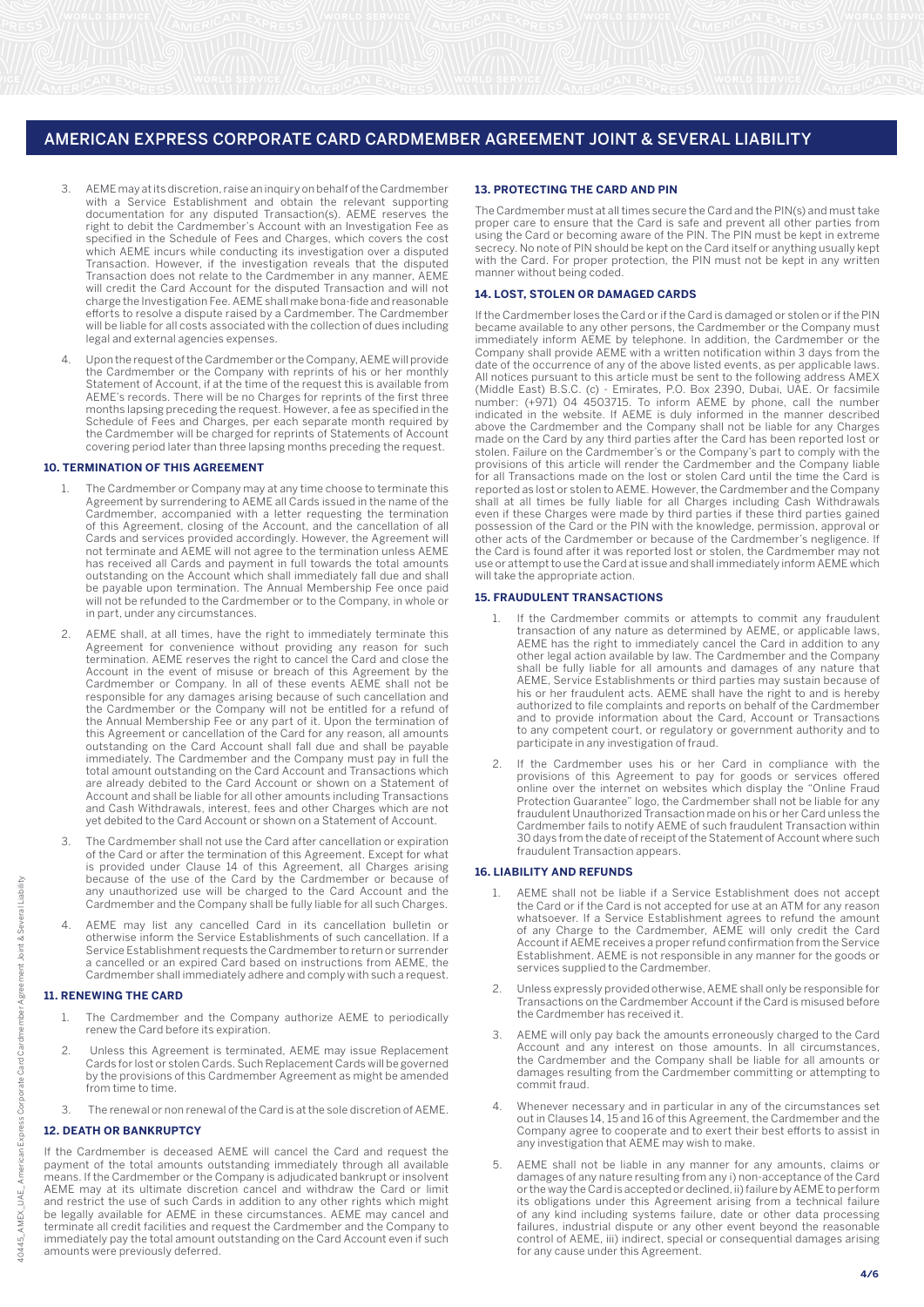3. AEME may at its discretion, raise an inquiry on behalf of the Cardmember with a Service Establishment and obtain the relevant supporting documentation for any disputed Transaction(s). AEME reserves the right to debit the Cardmember's Account with an Investigation Fee as specified in the Schedule of Fees and Charges, which covers the cost which AEME incurs while conducting its investigation over a disputed Transaction. However, if the investigation reveals that the disputed Transaction does not relate to the Cardmember in any manner, AEME will credit the Card Account for the disputed Transaction and will not charge the Investigation Fee. AEME shall make bona-fide and reasonable efforts to resolve a dispute raised by a Cardmember. The Cardmember will be liable for all costs associated with the collection of dues including legal and external agencies expenses.

4. Upon the request of the Cardmember or the Company, AEME will provide the Cardmember or the Company with reprints of his or her monthly Statement of Account, if at the time of the request this is available from AEME's records. There will be no Charges for reprints of the first three months lapsing preceding the request. However, a fee as specified in the Schedule of Fees and Charges, per each separate month required by the Cardmember will be charged for reprints of Statements of Account covering period later than three lapsing months preceding the request.

### 10. TERMINATION OF THIS AGREEMENT

1. The Cardmember or Company may at any time choose to terminate this Agreement by surrendering to AEME all Cards issued in the name of the Cardmember, accompanied with a letter requesting the termination of this Agreement, closing of the Account, and the cancellation of all Cards and services provided accordingly. However, the Agreement will not terminate and AEME will not agree to the termination unless AEME has received all Cards and payment in full towards the total amounts outstanding on the Account which shall immediately fall due and shall be payable upon termination. The Annual Membership Fee once paid will not be refunded to the Cardmember or to the Company, in whole or in part, under any circumstances.

2. AEME shall, at all times, have the right to immediately terminate this Agreement for convenience without providing any reason for such termination. AEME reserves the right to cancel the Card and close the Account in the event of misuse or breach of this Agreement by the Cardmember or Company. In all of these events AEME shall not be responsible for any damages arising because of such cancellation and the Cardmember or the Company will not be entitled for a refund of the Annual Membership Fee or any part of it. Upon the termination of this Agreement or cancellation of the Card for any reason, all amounts outstanding on the Card Account shall fall due and shall be payable immediately. The Cardmember and the Company must pay in full the total amount outstanding on the Card Account and Transactions which are already debited to the Card Account or shown on a Statement of Account and shall be liable for all other amounts including Transactions and Cash Withdrawals, interest, fees and other Charges which are not yet debited to the Card Account or shown on a Statement of Account.

3. The Cardmember shall not use the Card after cancellation or expiration of the Card or after the termination of this Agreement. Except for what is provided under Clause 14 of this Agreement, all Charges arising because of the use of the Card by the Cardmember or because of any unauthorized use will be charged to the Card Account and the Cardmember and the Company shall be fully liable for all such Charges.

4. AEME may list any cancelled Card in its cancellation bulletin or otherwise inform the Service Establishments of such cancellation. If a Service Establishment requests the Cardmember to return or surrender a cancelled or an expired Card based on instructions from AEME, the Cardmember shall immediately adhere and comply with such a request.

### 11. RENEWING THE CARD

1. The Cardmember and the Company authorize AEME to periodically renew the Card before its expiration.

2. Unless this Agreement is terminated, AEME may issue Replacement Cards for lost or stolen Cards. Such Replacement Cards will be governed by the provisions of this Cardmember Agreement as might be amended from time to time.

3. The renewal or non renewal of the Card is at the sole discretion of AEME.

### 12. DEATH OR BANKRUPTCY

If the Cardmember is deceased AEME will cancel the Card and request the payment of the total amounts outstanding immediately through all available means. If the Cardmember or the Company is adjudicated bankrupt or insolvent AEME may at its ultimate discretion cancel and withdraw the Card or limit and restrict the use of such Cards in addition to any other rights which might be legally available for AEME in these circumstances. AEME may cancel and terminate all credit facilities and request the Cardmember and the Company to immediately pay the total amount outstanding on the Card Account even if such amounts were previously deferred.

### 13. PROTECTING THE CARD AND PIN

The Cardmember must at all times secure the Card and the PIN(s) and must take proper care to ensure that the Card is safe and prevent all other parties from using the Card or becoming aware of the PIN. The PIN must be kept in extreme secrecy. No note of PIN should be kept on the Card itself or anything usually kept with the Card. For proper protection, the PIN must not be kept in any written manner without being coded.

### 14. LOST, STOLEN OR DAMAGED CARDS

If the Cardmember loses the Card or if the Card is damaged or stolen or if the PIN became available to any other persons, the Cardmember or the Company must immediately inform AEME by telephone. In addition, the Cardmember or the Company shall provide AEME with a written notification within 3 days from the date of the occurrence of any of the above listed events, as per applicable laws. All notices pursuant to this article must be sent to the following address AMEX (Middle East) B.S.C. (c) - Emirates, P.O. Box 2390, Dubai, UAE. Or facsimile number: (+971) 04 4503715. To inform AEME by phone, call the number indicated in the website. If AEME is duly informed in the manner described above the Cardmember and the Company shall not be liable for any Charges made on the Card by any third parties after the Card has been reported lost or stolen. Failure on the Cardmember's or the Company's part to comply with the provisions of this article will render the Cardmember and the Company liable for all Transactions made on the lost or stolen Card until the time the Card is reported as lost or stolen to AEME. However, the Cardmember and the Company shall at all times be fully liable for all Charges including Cash Withdrawals even if these Charges were made by third parties if these third parties gained possession of the Card or the PIN with the knowledge, permission, approval or other acts of the Cardmember or because of the Cardmember's negligence. If the Card is found after it was reported lost or stolen, the Cardmember may not use or attempt to use the Card at issue and shall immediately inform AEME which will take the appropriate action.

### 15. FRAUDULENT TRANSACTIONS

1. If the Cardmember commits or attempts to commit any fraudulent transaction of any nature as determined by AEME, or applicable laws, AEME has the right to immediately cancel the Card in addition to any other legal action available by law. The Cardmember and the Company shall be fully liable for all amounts and damages of any nature that AEME, Service Establishments or third parties may sustain because of his or her fraudulent acts. AEME shall have the right to and is hereby authorized to file complaints and reports on behalf of the Cardmember and to provide information about the Card, Account or Transactions to any competent court, or regulatory or government authority and to participate in any investigation of fraud.

2. If the Cardmember uses his or her Card in compliance with the provisions of this Agreement to pay for goods or services offered online over the internet on websites which display the "Online Fraud Protection Guarantee" logo, the Cardmember shall not be liable for any fraudulent Unauthorized Transaction made on his or her Card unless the Cardmember fails to notify AEME of such fraudulent Transaction within 30 days from the date of receipt of the Statement of Account where such fraudulent Transaction appears.

### 16. LIABILITY AND REFUNDS

1. AEME shall not be liable if a Service Establishment does not accept the Card or if the Card is not accepted for use at an ATM for any reason whatsoever. If a Service Establishment agrees to refund the amount of any Charge to the Cardmember, AEME will only credit the Card Account if AEME receives a proper refund confirmation from the Service Establishment. AEME is not responsible in any manner for the goods or services supplied to the Cardmember.

2. Unless expressly provided otherwise, AEME shall only be responsible for Transactions on the Cardmember Account if the Card is misused before the Cardmember has received it.

3. AEME will only pay back the amounts erroneously charged to the Card Account and any interest on those amounts. In all circumstances, the Cardmember and the Company shall be liable for all amounts or damages resulting from the Cardmember committing or attempting to commit fraud.

4. Whenever necessary and in particular in any of the circumstances set out in Clauses 14, 15 and 16 of this Agreement, the Cardmember and the Company agree to cooperate and to exert their best efforts to assist in any investigation that AEME may wish to make.

5. AEME shall not be liable in any manner for any amounts, claims or damages of any nature resulting from any i) non-acceptance of the Card or the way the Card is accepted or declined, ii) failure by AEME to perform its obligations under this Agreement arising from a technical failure of any kind including systems failure, date or other data processing failures, industrial dispute or any other event beyond the reasonable control of AEME, iii) indirect, special or consequential damages arising for any cause under this Agreement.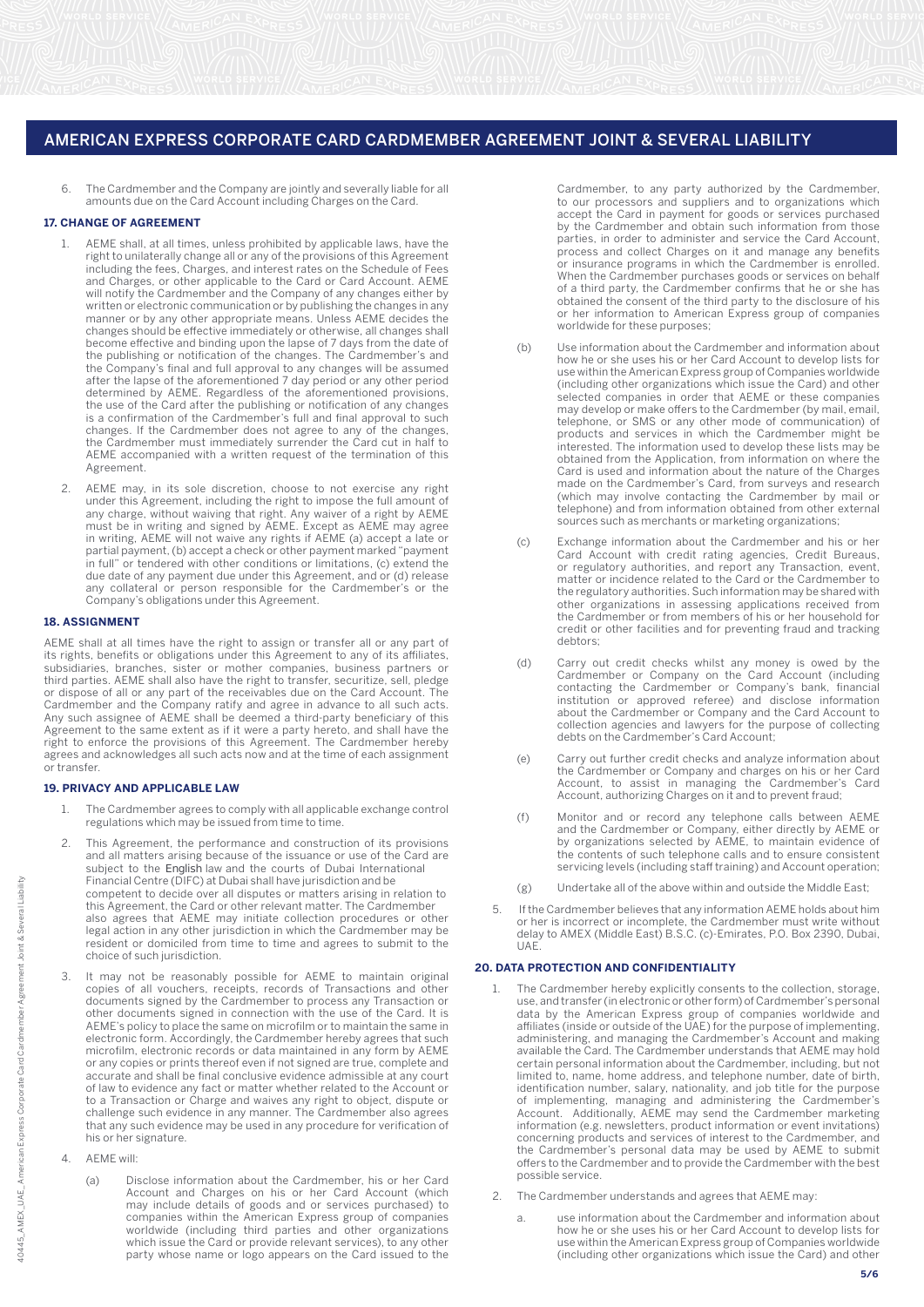6. The Cardmember and the Company are jointly and severally liable for all amounts due on the Card Account including Charges on the Card.

### 17. CHANGE OF AGREEMENT

1. AEME shall, at all times, unless prohibited by applicable laws, have the right to unilaterally change all or any of the provisions of this Agreement including the fees, Charges, and interest rates on the Schedule of Fees and Charges, or other applicable to the Card or Card Account. AEME will notify the Cardmember and the Company of any changes either by written or electronic communication or by publishing the changes in any manner or by any other appropriate means. Unless AEME decides the changes should be effective immediately or otherwise, all changes shall become effective and binding upon the lapse of 7 days from the date of the publishing or notification of the changes. The Cardmember's and the Company's final and full approval to any changes will be assumed after the lapse of the aforementioned 7 day period or any other period determined by AEME. Regardless of the aforementioned provisions, the use of the Card after the publishing or notification of any changes is a confirmation of the Cardmember's full and final approval to such changes. If the Cardmember does not agree to any of the changes, the Cardmember must immediately surrender the Card cut in half to AEME accompanied with a written request of the termination of this Agreement.

2. AEME may, in its sole discretion, choose to not exercise any right under this Agreement, including the right to impose the full amount of any charge, without waiving that right. Any waiver of a right by AEME must be in writing and signed by AEME. Except as AEME may agree in writing, AEME will not waive any rights if AEME (a) accept a late or partial payment, (b) accept a check or other payment marked "payment in full" or tendered with other conditions or limitations, (c) extend the due date of any payment due under this Agreement, and or (d) release any collateral or person responsible for the Cardmember's or the Company's obligations under this Agreement.

### 18. ASSIGNMENT

AEME shall at all times have the right to assign or transfer all or any part of its rights, benefits or obligations under this Agreement to any of its affiliates, subsidiaries, branches, sister or mother companies, business partners or third parties. AEME shall also have the right to transfer, securitize, sell, pledge or dispose of all or any part of the receivables due on the Card Account. The Cardmember and the Company ratify and agree in advance to all such acts. Any such assignee of AEME shall be deemed a third-party beneficiary of this Agreement to the same extent as if it were a party hereto, and shall have the right to enforce the provisions of this Agreement. The Cardmember hereby agrees and acknowledges all such acts now and at the time of each assignment or transfer.

### 19. PRIVACY AND APPLICABLE LAW

1. The Cardmember agrees to comply with all applicable exchange control regulations which may be issued from time to time.

2. This Agreement, the performance and construction of its provisions and all matters arising because of the issuance or use of the Card are subject to the English law and the courts of Dubai International Financial Centre (DIFC) at Dubai shall have jurisdiction and be competent to decide over all disputes or matters arising in relation to this Agreement, the Card or other relevant matter. The Cardmember also agrees that AEME may initiate collection procedures or other legal action in any other jurisdiction in which the Cardmember may be resident or domiciled from time to time and agrees to submit to the choice of such jurisdiction.

3. It may not be reasonably possible for AEME to maintain original copies of all vouchers, receipts, records of Transactions and other documents signed by the Cardmember to process any Transaction or other documents signed in connection with the use of the Card. It is AEME's policy to place the same on microfilm or to maintain the same in electronic form. Accordingly, the Cardmember hereby agrees that such microfilm, electronic records or data maintained in any form by AEME or any copies or prints thereof even if not signed are true, complete and accurate and shall be final conclusive evidence admissible at any court of law to evidence any fact or matter whether related to the Account or to a Transaction or Charge and waives any right to object, dispute or challenge such evidence in any manner. The Cardmember also agrees that any such evidence may be used in any procedure for verification of his or her signature.

4. AEME will:

   (a) Disclose information about the Cardmember, his or her Card Account and Charges on his or her Card Account (which may include details of goods and or services purchased) to companies within the American Express group of companies worldwide (including third parties and other organizations which issue the Card or provide relevant services), to any other party whose name or logo appears on the Card issued to the Cardmember, to any party authorized by the Cardmember, to our processors and suppliers and to organizations which accept the Card in payment for goods or services purchased by the Cardmember and obtain such information from those parties, in order to administer and service the Card Account, process and collect Charges on it and manage any benefits or insurance programs in which the Cardmember is enrolled. When the Cardmember purchases goods or services on behalf of a third party, the Cardmember confirms that he or she has obtained the consent of the third party to the disclosure of his or her information to American Express group of companies worldwide for these purposes;

   (b) Use information about the Cardmember and information about how he or she uses his or her Card Account to develop lists for use within the American Express group of Companies worldwide (including other organizations which issue the Card) and other selected companies in order that AEME or these companies may develop or make offers to the Cardmember (by mail, email, telephone, or SMS or any other mode of communication) of products and services in which the Cardmember might be interested. The information used to develop these lists may be obtained from the Application, from information on where the Card is used and information about the nature of the Charges made on the Cardmember's Card, from surveys and research (which may involve contacting the Cardmember by mail or telephone) and from information obtained from other external sources such as merchants or marketing organizations;

   (c) Exchange information about the Cardmember and his or her Card Account with credit rating agencies, Credit Bureaus, or regulatory authorities, and report any Transaction, event, matter or incidence related to the Card or the Cardmember to the regulatory authorities. Such information may be shared with other organizations in assessing applications received from the Cardmember or from members of his or her household for credit or other facilities and for preventing fraud and tracking debtors;

   (d) Carry out credit checks whilst any money is owed by the Cardmember or Company on the Card Account (including contacting the Cardmember or Company's bank, financial institution or approved referee) and disclose information about the Cardmember or Company and the Card Account to collection agencies and lawyers for the purpose of collecting debts on the Cardmember's Card Account;

   (e) Carry out further credit checks and analyze information about the Cardmember or Company and charges on his or her Card Account, to assist in managing the Cardmember's Card Account, authorizing Charges on it and to prevent fraud;

   (f) Monitor and or record any telephone calls between AEME and the Cardmember or Company, either directly by AEME or by organizations selected by AEME, to maintain evidence of the contents of such telephone calls and to ensure consistent servicing levels (including staff training) and Account operation;

   (g) Undertake all of the above within and outside the Middle East;

5. If the Cardmember believes that any information AEME holds about him or her is incorrect or incomplete, the Cardmember must write without delay to AMEX (Middle East) B.S.C. (c)-Emirates, P.O. Box 2390, Dubai, UAE.

### 20. DATA PROTECTION AND CONFIDENTIALITY

1. The Cardmember hereby explicitly consents to the collection, storage, use, and transfer (in electronic or other form) of Cardmember's personal data by the American Express group of companies worldwide and affiliates (inside or outside of the UAE) for the purpose of implementing, administering, and managing the Cardmember's Account and making available the Card. The Cardmember understands that AEME may hold certain personal information about the Cardmember, including, but not limited to, name, home address, and telephone number, date of birth, identification number, salary, nationality, and job title for the purpose of implementing, managing and administering the Cardmember's Account. Additionally, AEME may send the Cardmember marketing information (e.g. newsletters, product information or event invitations) concerning products and services of interest to the Cardmember, and the Cardmember's personal data may be used by AEME to submit offers to the Cardmember and to provide the Cardmember with the best possible service.

2. The Cardmember understands and agrees that AEME may:

   a. use information about the Cardmember and information about how he or she uses his or her Card Account to develop lists for use within the American Express group of Companies worldwide (including other organizations which issue the Card) and other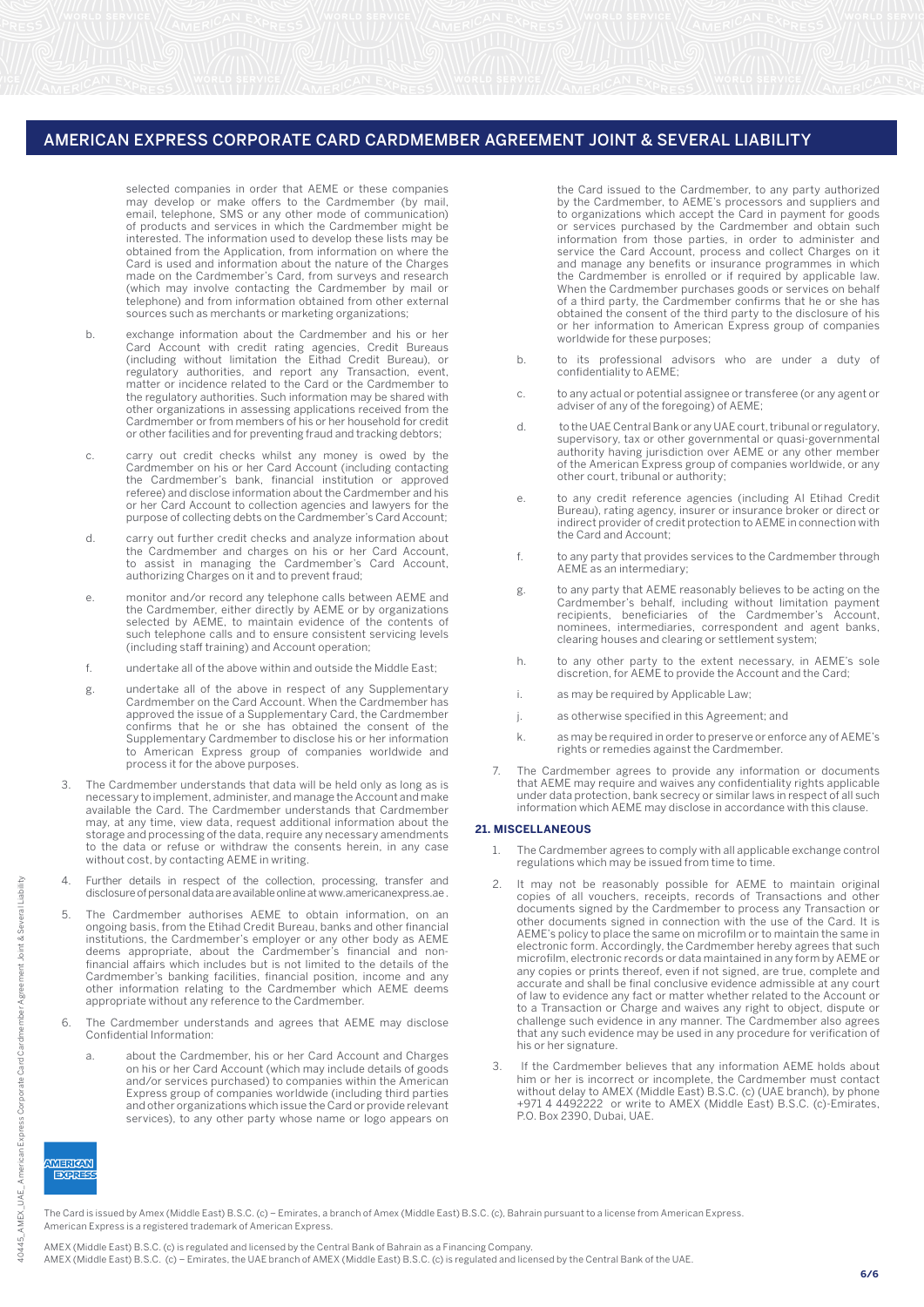selected companies in order that AEME or these companies may develop or make offers to the Cardmember (by mail, email, telephone, SMS or any other mode of communication) of products and services in which the Cardmember might be interested. The information used to develop these lists may be obtained from the Application, from information on where the Card is used and information about the nature of the Charges made on the Cardmember's Card, from surveys and research (which may involve contacting the Cardmember by mail or telephone) and from information obtained from other external sources such as merchants or marketing organizations;

b. exchange information about the Cardmember and his or her Card Account with credit rating agencies, Credit Bureaus (including without limitation the Eithad Credit Bureau), or regulatory authorities, and report any Transaction, event, matter or incidence related to the Card or the Cardmember to the regulatory authorities. Such information may be shared with other organizations in assessing applications received from the Cardmember or from members of his or her household for credit or other facilities and for preventing fraud and tracking debtors;

c. carry out credit checks whilst any money is owed by the Cardmember on his or her Card Account (including contacting the Cardmember's bank, financial institution or approved referee) and disclose information about the Cardmember and his or her Card Account to collection agencies and lawyers for the purpose of collecting debts on the Cardmember's Card Account;

d. carry out further credit checks and analyze information about the Cardmember and charges on his or her Card Account, to assist in managing the Cardmember's Card Account, authorizing Charges on it and to prevent fraud;

e. monitor and/or record any telephone calls between AEME and the Cardmember, either directly by AEME or by organizations selected by AEME, to maintain evidence of the contents of such telephone calls and to ensure consistent servicing levels (including staff training) and Account operation;

f. undertake all of the above within and outside the Middle East;

g. undertake all of the above in respect of any Supplementary Cardmember on the Card Account. When the Cardmember has approved the issue of a Supplementary Card, the Cardmember confirms that he or she has obtained the consent of the Supplementary Cardmember to disclose his or her information to American Express group of companies worldwide and process it for the above purposes.

3. The Cardmember understands that data will be held only as long as is necessary to implement, administer, and manage the Account and make available the Card. The Cardmember understands that Cardmember may, at any time, view data, request additional information about the storage and processing of the data, require any necessary amendments to the data or refuse or withdraw the consents herein, in any case without cost, by contacting AEME in writing.

4. Further details in respect of the collection, processing, transfer and disclosure of personal data are available online at www.americanexpress.ae .

5. The Cardmember authorises AEME to obtain information, on an ongoing basis, from the Etihad Credit Bureau, banks and other financial institutions, the Cardmember's employer or any other body as AEME deems appropriate, about the Cardmember's financial and non-financial affairs which includes but is not limited to the details of the Cardmember's banking facilities, financial position, income and any other information relating to the Cardmember which AEME deems appropriate without any reference to the Cardmember.

6. The Cardmember understands and agrees that AEME may disclose Confidential Information:

a. about the Cardmember, his or her Card Account and Charges on his or her Card Account (which may include details of goods and/or services purchased) to companies within the American Express group of companies worldwide (including third parties and other organizations which issue the Card or provide relevant services), to any other party whose name or logo appears on the Card issued to the Cardmember, to any party authorized by the Cardmember, to AEME's processors and suppliers and to organizations which accept the Card in payment for goods or services purchased by the Cardmember and obtain such information from those parties, in order to administer and service the Card Account, process and collect Charges on it and manage any benefits or insurance programmes in which the Cardmember is enrolled or if required by applicable law. When the Cardmember purchases goods or services on behalf of a third party, the Cardmember confirms that he or she has obtained the consent of the third party to the disclosure of his or her information to American Express group of companies worldwide for these purposes;

b. to its professional advisors who are under a duty of confidentiality to AEME;

c. to any actual or potential assignee or transferee (or any agent or adviser of any of the foregoing) of AEME;

d. to the UAE Central Bank or any UAE court, tribunal or regulatory, supervisory, tax or other governmental or quasi-governmental authority having jurisdiction over AEME or any other member of the American Express group of companies worldwide, or any other court, tribunal or authority;

e. to any credit reference agencies (including Al Etihad Credit Bureau), rating agency, insurer or insurance broker or direct or indirect provider of credit protection to AEME in connection with the Card and Account;

f. to any party that provides services to the Cardmember through AEME as an intermediary;

g. to any party that AEME reasonably believes to be acting on the Cardmember's behalf, including without limitation payment recipients, beneficiaries of the Cardmember's Account, nominees, intermediaries, correspondent and agent banks, clearing houses and clearing or settlement system;

h. to any other party to the extent necessary, in AEME's sole discretion, for AEME to provide the Account and the Card;

i. as may be required by Applicable Law;

j. as otherwise specified in this Agreement; and

k. as may be required in order to preserve or enforce any of AEME's rights or remedies against the Cardmember.

7. The Cardmember agrees to provide any information or documents that AEME may require and waives any confidentiality rights applicable under data protection, bank secrecy or similar laws in respect of all such information which AEME may disclose in accordance with this clause.

## 21. MISCELLANEOUS

1. The Cardmember agrees to comply with all applicable exchange control regulations which may be issued from time to time.

2. It may not be reasonably possible for AEME to maintain original copies of all vouchers, receipts, records of Transactions and other documents signed by the Cardmember to process any Transaction or other documents signed in connection with the use of the Card. It is AEME's policy to place the same on microfilm or to maintain the same in electronic form. Accordingly, the Cardmember hereby agrees that such microfilm, electronic records or data maintained in any form by AEME or any copies or prints thereof, even if not signed, are true, complete and accurate and shall be final conclusive evidence admissible at any court of law to evidence any fact or matter whether related to the Account or to a Transaction or Charge and waives any right to object, dispute or challenge such evidence in any manner. The Cardmember also agrees that any such evidence may be used in any procedure for verification of his or her signature.

3. If the Cardmember believes that any information AEME holds about him or her is incorrect or incomplete, the Cardmember must contact without delay to AMEX (Middle East) B.S.C. (c) (UAE branch), by phone +971 4 4492222 or write to AMEX (Middle East) B.S.C. (c)-Emirates, P.O. Box 2390, Dubai, UAE.

The Card is issued by Amex (Middle East) B.S.C. (c) – Emirates, a branch of Amex (Middle East) B.S.C. (c), Bahrain pursuant to a license from American Express.
American Express is a registered trademark of American Express.

AMEX (Middle East) B.S.C. (c) is regulated and licensed by the Central Bank of Bahrain as a Financing Company.
AMEX (Middle East) B.S.C. (c) – Emirates, the UAE branch of AMEX (Middle East) B.S.C. (c) is regulated and licensed by the Central Bank of the UAE.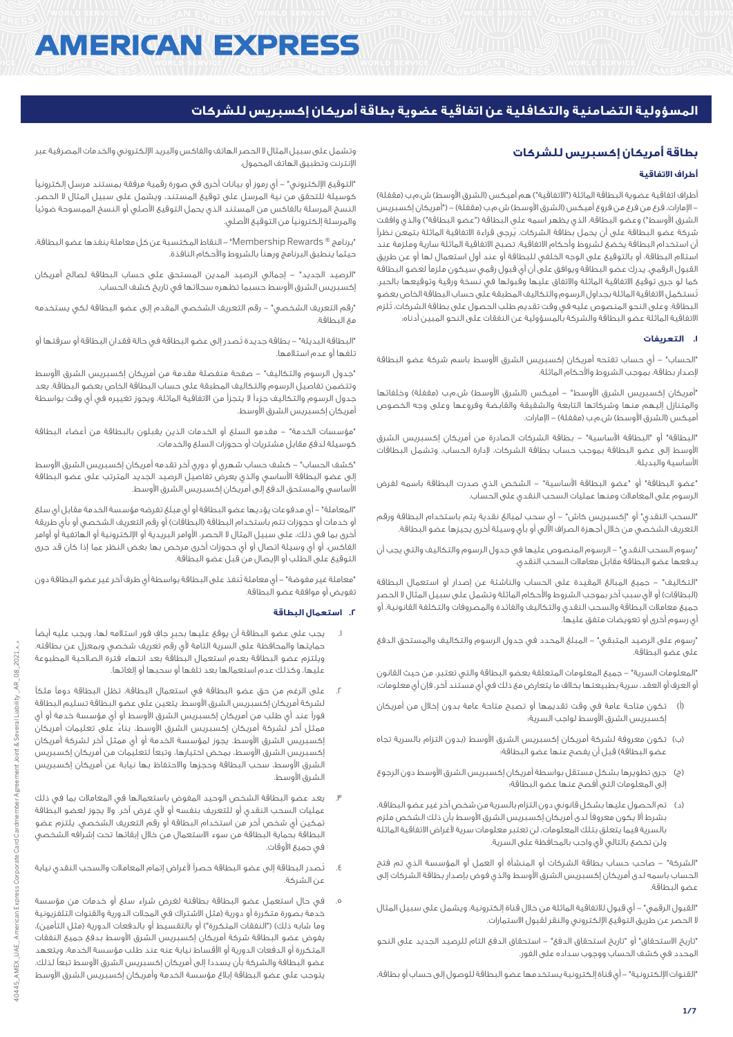# AMERICAN EXPRESS

## المسؤولية التضامنية والتكافلية عن اتفاقية عضوية بطاقة أمريكان إكسبريس للشركات

## بطاقة أمريكان إكسبريس للشركات

### أطراف الاتفاقية

أطراف اتفاقية عضوية البطاقة الماثلة ("الاتفاقية") هم أميكس (الشرق الأوسط) ش.م.ب (مقفلة) – الإمارات، فرع من فروع أميكس (الشرق الأوسط) ش.م.ب (مقفلة) – ("أمريكان إكسبريس الشرق الأوسط") وعضو البطاقة، الذي يظهر اسمه على البطاقة ("عضو البطاقة") والذي وافقت شركة عضو البطاقة على أن يحمل بطاقة الشركات. يُرجى قراءة الاتفاقية الماثلة بتمعن نظراً أن استخدام البطاقة يخضع لشروط وأحكام الاتفاقية. تصبح الاتفاقية الماثلة سارية وملزمة عند استلام البطاقة، أو بالتوقيع على الوجه الخلفي للبطاقة أو عند أول استعمال لها أو عن طريق القبول الرقمي. يدرك عضو البطاقة ويوافق على أن أي قبول رقمي سيكون ملزماً لعضو البطاقة كما لو جرى توقيع الاتفاقية الماثلة والاتفاق عليها وقبولها في نسخة ورقية وتوقيعها بالحبر. تُستكمل الاتفاقية الماثلة بجداول الرسوم والتكاليف المطبقة على حساب البطاقة الخاص بعضو البطاقة، وعلى النحو المنصوص عليه في وقت تقديم طلب الحصول على بطاقة الشركات، تُلزم الاتفاقية الماثلة عضو البطاقة والشركة بالمسؤولية عن النفقات على النحو المبين أدناه:

### ١. التعريفات

"الحساب" – أي حساب تفتحه أمريكان إكسبريس الشرق الأوسط باسم شركة عضو البطاقة لإصدار بطاقة، بموجب الشروط والأحكام الماثلة.

"أمريكان إكسبريس الشرق الأوسط" – أميكس (الشرق الأوسط) ش.م.ب (مقفلة) وخلفائها والمتنازل إليهم منها وشركاتها التابعة والشقيقة والقابضة وفروعها وعلى وجه الخصوص أميكس (الشرق الأوسط) ش.م.ب (مقفلة) – الإمارات.

"البطاقة" أو "البطاقة الأساسية" – بطاقة الشركات الصادرة من أمريكان إكسبريس الشرق الأوسط إلى عضو البطاقة بموجب حساب بطاقة الشركات، لإدارة الحساب. وتشمل البطاقات الأساسية والبديلة.

"عضو البطاقة" أو "عضو البطاقة الأساسية" – الشخص الذي صدرت البطاقة باسمه لغرض الرسوم على المعاملات ومنها عمليات السحب النقدي على الحساب.

"السحب النقدي" أو "إكسبريس كاش" – أي سحب لمبالغ نقدية يتم باستخدام البطاقة ورقم التعريف الشخصي من خلال أجهزة الصراف الآلي أو بأي وسيلة أخرى يجيزها عضو البطاقة.

"رسوم السحب النقدي" – الرسوم المنصوص عليها في جدول الرسوم والتكاليف والتي يجب أن يدفعها عضو البطاقة مقابل معاملات السحب النقدي.

"التكاليف" – جميع المبالغ المقيدة على الحساب والناشئة عن إصدار أو استعمال البطاقة (البطاقات) أو لأي سبب آخر بموجب الشروط والأحكام الماثلة وتشمل على سبيل المثال لا الحصر جميع معاملات البطاقة والسحب النقدي والتكاليف والفائدة والمصروفات والتكلفة القانونية، أو أي رسوم أخرى أو تعويضات متفق عليها.

"رسوم على الرصيد المتبقي" – المبلغ المحدد في جدول الرسوم والتكاليف والمستحق الدفع على عضو البطاقة.

"المعلومات السرية" – جميع المعلومات المتعلقة بعضو البطاقة والتي تعتبر، من حيث القانون أو العرف أو العقد، سرية بطبيعتها بخلاف ما يتعارض مع ذلك في أي مستند آخر، فإن أي معلومات:

(أ) تكون متاحة عامة في وقت تقديمها أو تصبح متاحة عامة بدون إخلال من أمريكان إكسبريس الشرق الأوسط لواجب السرية؛

(ب) تكون معروفة لشركة أمريكان إكسبريس الشرق الأوسط (بدون التزام بالسرية تجاه عضو البطاقة) قبل أن يفصح عنها عضو البطاقة؛

(ج) جرى تطويرها بشكل مستقل بواسطة أمريكان إكسبريس الشرق الأوسط دون الرجوع إلى المعلومات التي أفصح عنها عضو البطاقة؛

(د) تم الحصول عليها بشكل قانوني دون التزام بالسرية من شخص آخر غير عضو البطاقة، بشرط ألا يكون معروفاً لدى أمريكان إكسبريس الشرق الأوسط بأن ذلك الشخص ملزم بالسرية فيما يتعلق بتلك المعلومات، لن تعتبر معلومات سرية لأغراض الاتفاقية الماثلة ولن تخضع بالتالي لأي واجب بالمحافظة على السرية.

"الشركة" – صاحب حساب بطاقة الشركات أو المنشأة أو العمل أو المؤسسة الذي تم فتح الحساب باسمه لدى أمريكان إكسبريس الشرق الأوسط والذي فوض بإصدار بطاقة الشركات إلى عضو البطاقة.

"القبول الرقمي" – أي قبول للاتفاقية الماثلة من خلال قناة إلكترونية، ويشمل على سبيل المثال لا الحصر عن طريق التوقيع الإلكتروني والنقر لقبول الاستمارات.

"تاريخ الاستحقاق" أو "تاريخ استحقاق الدفع" – استحقاق الدفع التام للرصيد الجديد على النحو المحدد في كشف الحساب ووجوب سداده على الفور.

"القنوات الإلكترونية" – أي قناة إلكترونية يستخدمها عضو البطاقة للوصول إلى حساب أو بطاقة، وتشمل على سبيل المثال لا الحصر الهاتف والفاكس والبريد الإلكتروني والخدمات المصرفية عبر الإنترنت وتطبيق الهاتف المحمول.

"التوقيع الإلكتروني" – أي رموز أو بيانات أخرى في صورة رقمية مرفقة بمستند مرسل إلكترونياً كوسيلة للتحقق من نية المرسل على توقيع المستند، ويشمل على سبيل المثال لا الحصر، النسخ المرسلة بالفاكس من المستند الذي يحمل التوقيع الأصلي أو النسخ الممسوحة ضوئياً والمرسلة إلكترونياً من التوقيع الأصلي.

"برنامج ® Membership Rewards" – النقاط المكتسبة عن كل معاملة ينفذها عضو البطاقة، حيثما ينطبق البرنامج ورهناً بالشروط والأحكام النافذة.

"الرصيد الجديد" – إجمالي الرصيد المدين المستحق على حساب البطاقة لصالح أمريكان إكسبريس الشرق الأوسط حسبما تظهره سجلاتها في تاريخ كشف الحساب.

"رقم التعريف الشخصي" – رقم التعريف الشخصي المقدم إلى عضو البطاقة لكي يستخدمه مع البطاقة.

"البطاقة البديلة" – بطاقة جديدة تُصدر إلى عضو البطاقة في حالة فقدان البطاقة أو سرقتها أو تلفها أو عدم استلامها.

"جدول الرسوم والتكاليف" – صفحة منفصلة مقدمة من أمريكان إكسبريس الشرق الأوسط وتتضمن تفاصيل الرسوم والتكاليف المطبقة على حساب البطاقة الخاص بعضو البطاقة. يعد جدول الرسوم والتكاليف جزءاً لا يتجزأ من الاتفاقية الماثلة، ويجوز تغييره في أي وقت بواسطة أمريكان إكسبريس الشرق الأوسط.

"مؤسسات الخدمة" – مقدمو السلع أو الخدمات الذين يقبلون بالبطاقة من أعضاء البطاقة كوسيلة لدفع مقابل مشتريات أو حجوزات السلع والخدمات.

"كشف الحساب" – كشف حساب شهري أو دوري آخر تقدمه أمريكان إكسبريس الشرق الأوسط إلى عضو البطاقة الأساسي والذي يعرض تفاصيل الرصيد الجديد المترتب على عضو البطاقة الأساسي والمستحق الدفع إلى أمريكان إكسبريس الشرق الأوسط.

"المعاملة" – أي مدفوعات يؤديها عضو البطاقة أو أي مبلغ تفرضه مؤسسة الخدمة مقابل أي سلع أو خدمات أو حجوزات تتم باستخدام البطاقة (البطاقات) أو رقم التعريف الشخصي أو بأي طريقة أخرى بما في ذلك، على سبيل المثال لا الحصر، الأوامر البريدية أو الإلكترونية أو الهاتفية أو أوامر الفاكس، أو أي وسيلة اتصال أو أي حجوزات أخرى مرخص بها بغض النظر عما إذا كان قد جرى التوقيع على الطلب أو الإيصال من قبل عضو البطاقة.

"معاملة غير مفوضة" – أي معاملة تنفذ على البطاقة بواسطة أي طرف آخر غير عضو البطاقة دون تفويض أو موافقة عضو البطاقة.

### ٢. استعمال البطاقة

١. يجب على عضو البطاقة أن يوقع عليها بحبر جاف فور استلامه لها، ويجب عليه أيضاً حمايتها والمحافظة على السرية التامة لأي رقم تعريف شخصي وبمعزل عن بطاقته. ويلتزم عضو البطاقة بعدم استعمال البطاقة بعد انتهاء فترة الصلاحية المطبوعة عليها، وكذلك عدم استعمالها بعد تلفها أو سحبها أو إلغائها.

٢. على الرغم من حق عضو البطاقة في استعمال البطاقة، تظل البطاقة دوماً ملكاً لشركة أمريكان إكسبريس الشرق الأوسط. يتعين على عضو البطاقة تسليم البطاقة فوراً عند أي طلب من أمريكان إكسبريس الشرق الأوسط أو أي مؤسسة خدمة أو أي ممثل آخر لشركة أمريكان إكسبريس الشرق الأوسط، بناءً على تعليمات أمريكان إكسبريس الشرق الأوسط. يجوز لمؤسسة الخدمة أو أي ممثل آخر لشركة أمريكان إكسبريس الشرق الأوسط، بمحض اختيارها، وتبعاً لتعليمات من أمريكان إكسبريس الشرق الأوسط، سحب البطاقة وحجزها والاحتفاظ بها نيابة عن أمريكان إكسبريس الشرق الأوسط.

٣. يعد عضو البطاقة الشخص الوحيد المفوض باستعمالها في المعاملات بما في ذلك عمليات السحب النقدي أو للتعريف بنفسه أو لأي غرض آخر. ولا يجوز لعضو البطاقة تمكين أي شخص آخر من استخدام البطاقة أو رقم التعريف الشخصي. يلتزم عضو البطاقة بحماية البطاقة من سوء الاستعمال من خلال إبقائها تحت إشرافه الشخصي في جميع الأوقات.

٤. تُصدر البطاقة إلى عضو البطاقة حصراً لأغراض إتمام المعاملات والسحب النقدي نيابة عن الشركة.

٥. في حال استعمل عضو البطاقة بطاقته لغرض شراء سلع أو خدمات من مؤسسة خدمة بصورة متكررة أو دورية (مثل الاشتراك في المجلات الدورية والقنوات التلفزيونية وما شابه ذلك) ("النفقات المتكررة") أو بالتقسيط أو بالدفعات الدورية (مثل التأمين)، يفوض عضو البطاقة شركة أمريكان إكسبريس الشرق الأوسط بدفع جميع النفقات المتكررة أو الدفعات الدورية أو الأقساط نيابة عنه عند طلب مؤسسة الخدمة. ويتعهد عضو البطاقة والشركة بأن يسددا إلى أمريكان إكسبريس الشرق الأوسط تبعاً لذلك. يتوجب على عضو البطاقة إبلاغ مؤسسة الخدمة وأمريكان إكسبريس الشرق الأوسط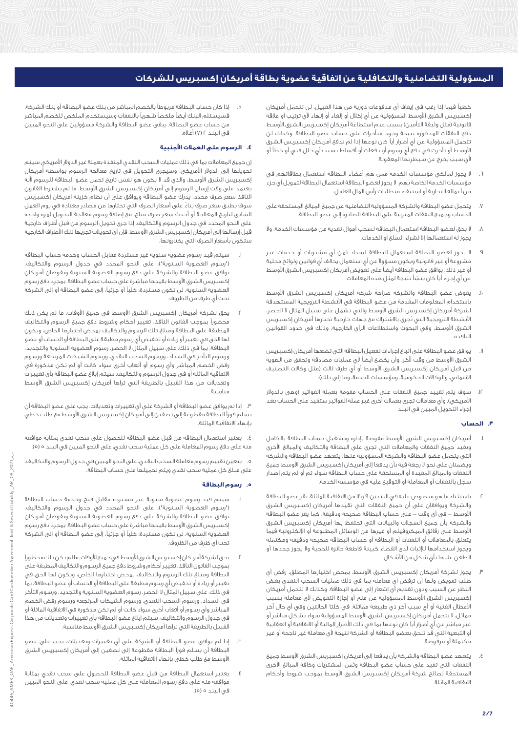# المسؤولية التضامنية والتكافلية عن اتفاقية عضوية بطاقة أمريكان إكسبريس للشركات

خطياً فيما إذا رغب في إيقاف أي مدفوعات دورية من هذا القبيل. لن تتحمل أمريكان إكسبريس الشرق الأوسط المسؤولية عن أي إخلال أو إلغاء أو إنهاء لأي ترتيب أو علاقة قانونية (مثل وثيقة التأمين) بسبب عدم استطاعة أمريكان إكسبريس الشرق الأوسط دفع النفقات المذكورة نتيجة وجود متأخرات على حساب عضو البطاقة. وكذلك لن تتحمل المسؤولية عن أي أضرار أياً كان نوعها إذا لم تدفع أمريكان إكسبريس الشرق الأوسط أو تأخرت في دفع أي رسوم أو دفعات أو أقساط بسبب أي خلل فني أو خطأ أو لأي سبب يخرج عن سيطرتها المعقولة.

٦. لا يجوز لمالكي مؤسسات الخدمة ممن هم أعضاء البطاقة استعمال بطاقاتهم في مؤسسات الخدمة الخاصة بهم، لا يجوز لعضو البطاقة استعمال البطاقة لتمويل أي جزء من أعماله التجارية أو استيفاء متطلبات رأس المال العامل.

٧. يتحمل عضو البطاقة والشركة المسؤولية التضامنية عن جميع المبالغ المستحقة على الحساب وجميع النفقات المترتبة على البطاقة الصادرة إلى عضو البطاقة.

٨. لا يحق لعضو البطاقة استعمال البطاقة لسحب أموال نقدية من مؤسسات الخدمة، ولا يجوز له استعمالها إلا لشراء السلع أو الخدمات.

٩. لا يجوز لعضو البطاقة استعمال البطاقة لسداد ثمن أي مشتريات أو خدمات غير مشروعة أو غير قانونية ويكون مسؤولاً عن أي استعمال يخالف أي قوانين ولوائح محلية أو غير ذلك. يوافق عضو البطاقة أيضاً على تعويض أمريكان إكسبريس الشرق الأوسط عن أي إجراء أياً كان ينشأ نتيجة لمثل هذه المعاملات.

١٠. يفوض عضو البطاقة والشركة صراحةً شركة أمريكان إكسبريس الشرق الأوسط باستخدام المعلومات المقدمة من عضو البطاقة في الأنشطة الترويجية المستهدفة لشركة أمريكان إكسبريس الشرق الأوسط والتي تشمل على سبيل المثال لا الحصر، الأنشطة الترويجية التي تجرى بالاشتراك مع جهات خارجية تختارها أمريكان إكسبريس الشرق الأوسط، وفي البحوث واستطلاعات الرأي الخارجية، وذلك في حدود القوانين النافذة.

١١. يوافق عضو البطاقة على اتباع إجراءات تفعيل البطاقة التي تضعها أمريكان إكسبريس الشرق الأوسط من وقت لآخر، وأن يخضع أيضاً لأي عمليات مصادقة وتحقق من الهوية من قبل أمريكان إكسبريس الشرق الأوسط أو أي طرف ثالث (مثل وكالات التصنيف الائتماني، والوكالات الحكومية، ومؤسسات الخدمة، وما إلى ذلك).

١٢. سوف يتم تقييد جميع النفقات على الحساب مقومة بعملة الفواتير (وهي بالدولار الأمريكي). وأي معاملات تجرى بعملات أخرى غير عملة الفواتير ستقيد على الحساب بعد إجراء التحويل المبين في البند

## ٣. الحساب

١. أمريكان إكسبريس الشرق الأوسط مفوضة بإدارة وتشغيل حساب البطاقة بالكامل وبقيد جميع النفقات والمعاملات التي تجرى على البطاقة والتكاليف والمبالغ الأخرى التي يتحمل عضو البطاقة والشركة المسؤولية عنها. يتعهد عضو البطاقة والشركة ويضمنان على نحو لا رجعة فيه بأن يدفعا إلى أمريكان إكسبريس الشرق الأوسط جميع النفقات والمبالغ المقيدة أو المستحقة على حساب البطاقة سواء تم أو لم يتم إصدار سجل بالنفقات أو المعاملة أو التوقيع عليه في مؤسسة الخدمة.

٢. باستثناء ما هو منصوص عليه في البندين ٩ و١٤ من الاتفاقية الماثلة، يقر عضو البطاقة والشركة ويوافقان على أن جميع النفقات التي تقيدها أمريكان إكسبريس الشرق الأوسط – في أي وقت – على حساب البطاقة صحيحة ودقيقة، كما يقر عضو البطاقة والشركة بأن جميع السجلات والبيانات التي تحتفظ بها أمريكان إكسبريس الشرق الأوسط على رقائق الميكروفيلم أو غيرها من الوسائل المطبوعة أو الإلكترونية فيما يتعلق بالمعاملات أو النفقات أو البطاقة أو حساب البطاقة صحيحة ودقيقة ومكتملة ويجوز استخدامها للإثبات لدى القضاء كبينة قاطعة حائزة للحجية ولا يجوز جحدها أو الطعن عليها بأي شكل من الأشكال.

٣. يجوز لشركة أمريكان إكسبريس الشرق الأوسط، بمحض اختيارها المطلق، رفض أي طلب تفويض ولها أن ترفض أي معاملة بما في ذلك عمليات السحب النقدي بغض النظر عن السبب ودون تقديم أي إشعار إلى عضو البطاقة. وكذلك لا تتحمل أمريكان إكسبريس الشرق الأوسط المسؤولية عن منح أو إجازة التفويض لأي معاملة بسبب الأعطال الفنية أو أي سبب آخر ذي طبيعة مماثلة. في كلتا الحالتين وفي أي حال آخر مماثل، لا تتحمل أمريكان إكسبريس الشرق الأوسط المسؤولية سواء بشكل مباشر أو غير مباشر عن أي أضرار أياً كان نوعها بما في ذلك الأضرار المالية أو الاتفاقية أو العقابية أو التبعية التي قد تلحق بعضو البطاقة أو الشركة نتيجة لأي معاملة غير ناجحة أو غير مكتملة أو مرفوضة.

٤. يتعهد عضو البطاقة والشركة بأن يدفعا إلى أمريكان إكسبريس الشرق الأوسط جميع النفقات التي تقيد على حساب عضو البطاقة وثمن المشتريات وكافة المبالغ الأخرى المستحقة لصالح شركة أمريكان إكسبريس الشرق الأوسط بموجب شروط وأحكام الاتفاقية الماثلة.

٥. إذا كان حساب البطاقة مربوطاً بالخصم المباشر من بنك عضو البطاقة أو بنك الشركة، فسيستلم البنك أيضاً ملخصاً شهرياً بالنفقات وسيستخدم الملخص للخصم المباشر من حساب عضو البطاقة. يبقى عضو البطاقة والشركة مسؤولين على النحو المبين في البند ٢ (٧) أعلاه.

## ٤. الرسوم على العملات الأجنبية

إن جميع المعاملات بما في ذلك عمليات السحب النقدي المنفذة بعملة غير الدولار الأمريكي سيتم تحويلها إلى الدولار الأمريكي. وسيجرى التحويل في تاريخ معالجة الرسوم بواسطة أمريكان إكسبريس الشرق الأوسط، والذي قد لا يكون هو نفس تاريخ تحمل عضو البطاقة للرسوم لأنه يعتمد على وقت إرسال الرسوم إلى أمريكان إكسبريس الشرق الأوسط. ما لم يشترط القانون النافذ سعر صرف محدد، يدرك عضو البطاقة ويوافق على أن نظام خزينة أمريكان إكسبريس سوف يطبق سعر صرف بناءً على أسعار الصرف التي تختارها من مصادر معتادة في يوم العمل السابق لتاريخ المعالجة أو أحدث سعر صرف متاح، مع إضافة رسوم معالجة التحويل لمرة واحدة على النحو المحدد في جدول الرسوم والتكاليف. إذا جرى تحويل الرسوم من قبل أطراف خارجية قبل إرسالها إلى أمريكان إكسبريس الشرق الأوسط، فإن أي تحويلات تجريها تلك الأطراف الخارجية ستكون بأسعار الصرف التي يختارونها.

١. سيتم قيد رسوم عضوية سنوية غير مستردة مقابل الحساب وخدمة حساب البطاقة ("رسوم العضوية السنوية") على النحو المحدد في جدول الرسوم والتكاليف. يوافق عضو البطاقة والشركة على دفع رسوم العضوية السنوية ويفوضان أمريكان إكسبريس الشرق الأوسط بقيدها مباشرة على حساب عضو البطاقة. بمجرد دفع رسوم العضوية السنوية، لن تكون مستردة، كلياً أو جزئياً، إلى عضو البطاقة أو إلى الشركة تحت أي ظرف من الظروف.

٢. يحق لشركة أمريكان إكسبريس الشرق الأوسط في جميع الأوقات، ما لم يكن ذلك محظوراً بموجب القانون النافذ، تغيير أحكام وشروط دفع جميع الرسوم والتكاليف المطبقة على البطاقة ومبلغ تلك الرسوم والتكاليف بمحض اختيارها الخاص، ويكون لها الحق في تغيير أو زيادة أو تخفيض أي رسوم مطبقة على البطاقة أو الحساب أو عضو البطاقة، بما في ذلك، على سبيل المثال لا الحصر، رسوم العضوية السنوية والتجديد، ورسوم التأخر في السداد، ورسوم السحب النقدي، ورسوم الشيكات المرتجعة ورسوم رفض الخصم المباشر وأي رسوم أو أتعاب أخرى سواء كانت أو لم تكن مذكورة في الاتفاقية الماثلة أو في جدول الرسوم والتكاليف. سيتم إبلاغ عضو البطاقة بأي تغييرات وتعديلات من هذا القبيل بالطريقة التي تراها أمريكان إكسبريس الشرق الأوسط مناسبة.

٣. إذا لم يوافق عضو البطاقة أو الشركة على أي تغييرات وتعديلات، يجب على عضو البطاقة أن يسلم فوراً البطاقة مقطوعة إلى نصفين إلى أمريكان إكسبريس الشرق الأوسط مع طلب خطي بإنهاء الاتفاقية الماثلة.

٤. يعتبر استعمال البطاقة من قبل عضو البطاقة للحصول على سحب نقدي بمثابة موافقة منه على دفع رسوم المعاملة على كل عملية سحب نقدي، على النحو المبين في البند ٥ (٥).

٥. يتعين تقييم رسوم معاملة السحب النقدي، على النحو المبين في جدول الرسوم والتكاليف، على مبلغ كل عملية سحب نقدي ويتم تحميلها على حساب البطاقة.

## ٥. رسوم البطاقة

١. سيتم قيد رسوم عضوية سنوية غير مستردة مقابل فتح وخدمة حساب البطاقة ("رسوم العضوية السنوية")، على النحو المحدد في جدول الرسوم والتكاليف. يوافق عضو البطاقة والشركة على دفع رسوم العضوية السنوية ويفوضان أمريكان إكسبريس الشرق الأوسط بقيدها مباشرة على حساب عضو البطاقة. بمجرد دفع رسوم العضوية السنوية، لن تكون مستردة، كلياً أو جزئياً، إلى عضو البطاقة أو إلى الشركة تحت أي ظرف من الظروف.

٢. يحق لشركة أمريكان إكسبريس الشرق الأوسط في جميع الأوقات، ما لم يكن ذلك محظوراً بموجب القانون النافذ، تغيير أحكام وشروط دفع جميع الرسوم والتكاليف المطبقة على البطاقة ومبلغ تلك الرسوم والتكاليف بمحض اختيارها الخاص، ويكون لها الحق في تغيير أو زيادة أو تخفيض أي رسوم مطبقة على البطاقة أو الحساب أو عضو البطاقة، بما في ذلك، على سبيل المثال لا الحصر، رسوم العضوية السنوية والتجديد، ورسوم التأخر في السداد، ورسوم السحب النقدي، ورسوم الشيكات المرتجعة ورسوم رفض الخصم المباشر وأي رسوم أو أتعاب أخرى سواء كانت أو لم تكن مذكورة في الاتفاقية الماثلة أو في جدول الرسوم والتكاليف. سيتم إبلاغ عضو البطاقة بأي تغييرات وتعديلات من هذا القبيل بالطريقة التي تراها أمريكان إكسبريس الشرق الأوسط مناسبة.

٣. إذا لم يوافق عضو البطاقة أو الشركة على أي تغييرات وتعديلات، يجب على عضو البطاقة أن يسلم فوراً البطاقة مقطوعة إلى نصفين إلى أمريكان إكسبريس الشرق الأوسط مع طلب خطي بإنهاء الاتفاقية الماثلة.

٤. يعتبر استعمال البطاقة من قبل عضو البطاقة للحصول على سحب نقدي بمثابة موافقة منه على دفع رسوم المعاملة على كل عملية سحب نقدي، على النحو المبين في البند ٥ (٥).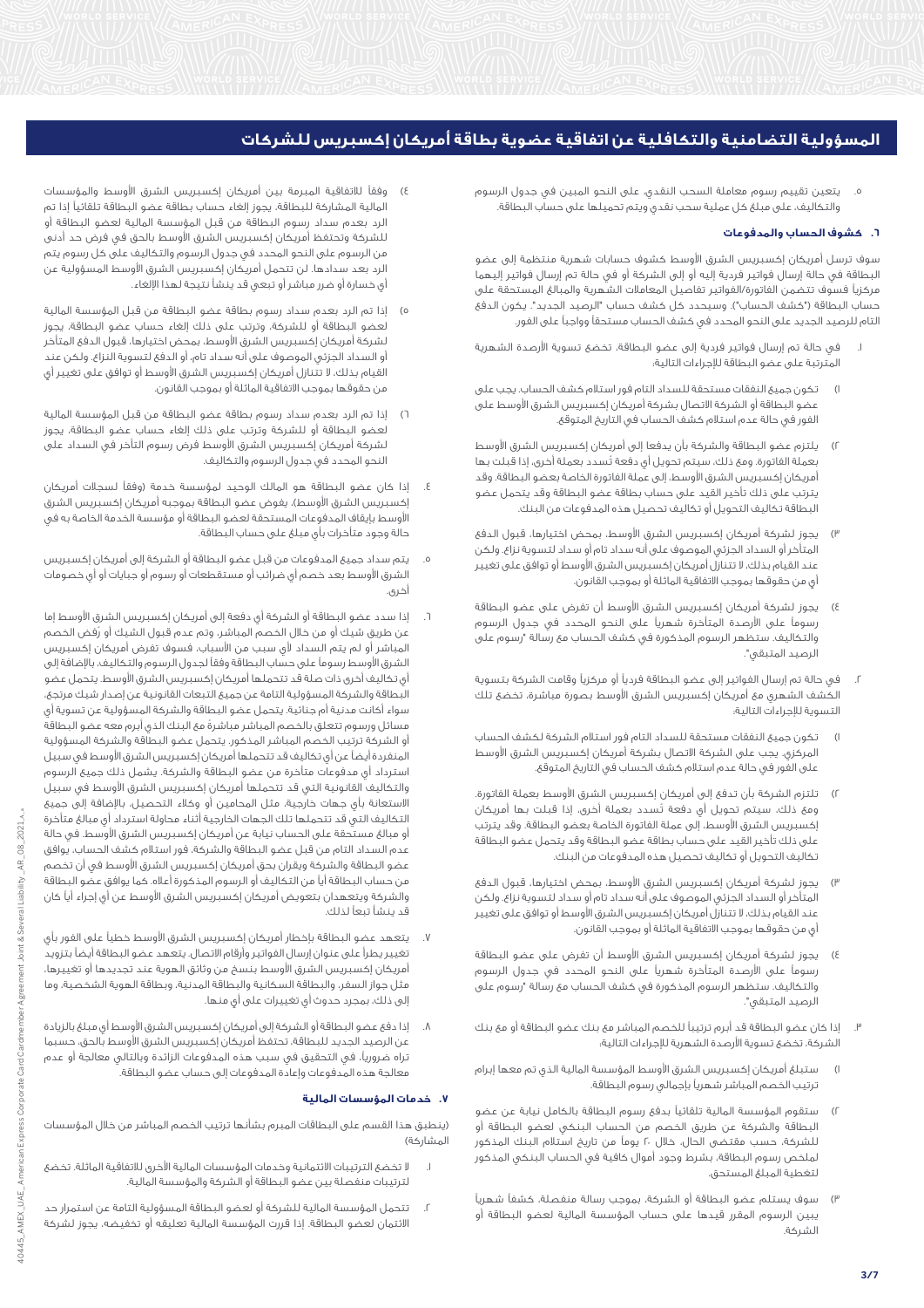## المسؤولية التضامنية والتكافلية عن اتفاقية عضوية بطاقة أمريكان إكسبريس للشركات

٥. يتعين تقييم رسوم معاملة السحب النقدي، على النحو المبين في جدول الرسوم والتكاليف، على مبلغ كل عملية سحب نقدي ويتم تحميلها على حساب البطاقة.

### ٦. كشوف الحساب والمدفوعات

سوف ترسل أمريكان إكسبريس الشرق الأوسط كشوف حسابات شهرية منتظمة إلى عضو البطاقة في حالة إرسال فواتير فردية إليه أو إلى الشركة أو في حالة تم إرسال فواتير إليهما مركزياً فسوف تتضمن الفاتورة/الفواتير تفاصيل المعاملات الشهرية والمبالغ المستحقة على حساب البطاقة ("كشف الحساب"). وسيحدد كل كشف حساب "الرصيد الجديد". يكون الدفع التام للرصيد الجديد على النحو المحدد في كشف الحساب مستحقاً وواجباً على الفور.

أ. في حالة تم إرسال فواتير فردية إلى عضو البطاقة، تخضع تسوية الأرصدة الشهرية المترتبة على عضو البطاقة للإجراءات التالية:

١) تكون جميع النفقات مستحقة للسداد التام فور استلام كشف الحساب. يجب على عضو البطاقة أو الشركة الاتصال بشركة أمريكان إكسبريس الشرق الأوسط على الفور في حالة عدم استلام كشف الحساب في التاريخ المتوقع.

٢) يلتزم عضو البطاقة والشركة بأن يدفعا إلى أمريكان إكسبريس الشرق الأوسط بعملة الفاتورة. ومع ذلك، سيتم تحويل أي دفعة تُسدد بعملة أخرى، إذا قبلت بها أمريكان إكسبريس الشرق الأوسط، إلى عملة الفاتورة الخاصة بعضو البطاقة. وقد يترتب على ذلك تأخير القيد على حساب بطاقة عضو البطاقة وقد يتحمل عضو البطاقة تكاليف التحويل أو تكاليف تحصيل هذه المدفوعات من البنك.

٣) يجوز لشركة أمريكان إكسبريس الشرق الأوسط، بمحض اختيارها، قبول الدفع المتأخر أو السداد الجزئي الموصوف على أنه سداد تام أو سداد لتسوية نزاع. ولكن عند القيام بذلك، لا تتنازل أمريكان إكسبريس الشرق الأوسط أو توافق على تغيير أي من حقوقها بموجب الاتفاقية الماثلة أو بموجب القانون.

٤) يجوز لشركة أمريكان إكسبريس الشرق الأوسط أن تفرض على عضو البطاقة رسوماً على الأرصدة المتأخرة شهرياً على النحو المحدد في جدول الرسوم والتكاليف. ستظهر الرسوم المذكورة في كشف الحساب مع رسالة "رسوم على الرصيد المتبقي".

ب. في حالة تم إرسال الفواتير إلى عضو البطاقة فردياً أو مركزياً وقامت الشركة بتسوية الكشف الشهري مع أمريكان إكسبريس الشرق الأوسط بصورة مباشرة، تخضع تلك التسوية للإجراءات التالية:

١) تكون جميع النفقات مستحقة للسداد التام فور استلام الشركة لكشف الحساب المركزي. يجب على الشركة الاتصال بشركة أمريكان إكسبريس الشرق الأوسط على الفور في حالة عدم استلام كشف الحساب في التاريخ المتوقع.

٢) تلتزم الشركة بأن تدفع إلى أمريكان إكسبريس الشرق الأوسط بعملة الفاتورة. ومع ذلك، سيتم تحويل أي دفعة تُسدد بعملة أخرى، إذا قبلت بها أمريكان إكسبريس الشرق الأوسط، إلى عملة الفاتورة الخاصة بعضو البطاقة. وقد يترتب على ذلك تأخير القيد على حساب بطاقة عضو البطاقة وقد يتحمل عضو البطاقة تكاليف التحويل أو تكاليف تحصيل هذه المدفوعات من البنك.

٣) يجوز لشركة أمريكان إكسبريس الشرق الأوسط، بمحض اختيارها، قبول الدفع المتأخر أو السداد الجزئي الموصوف على أنه سداد تام أو سداد لتسوية نزاع. ولكن عند القيام بذلك، لا تتنازل أمريكان إكسبريس الشرق الأوسط أو توافق على تغيير أي من حقوقها بموجب الاتفاقية الماثلة أو بموجب القانون.

٤) يجوز لشركة أمريكان إكسبريس الشرق الأوسط أن تفرض على عضو البطاقة رسوماً على الأرصدة المتأخرة شهرياً على النحو المحدد في جدول الرسوم والتكاليف. ستظهر الرسوم المذكورة في كشف الحساب مع رسالة "رسوم على الرصيد المتبقي".

ج. إذا كان عضو البطاقة قد أبرم ترتيباً للخصم المباشر مع بنك عضو البطاقة أو مع بنك الشركة، تخضع تسوية الأرصدة الشهرية للإجراءات التالية:

١) ستبلغ أمريكان إكسبريس الشرق الأوسط المؤسسة المالية الذي تم معها إبرام ترتيب الخصم المباشر شهرياً بإجمالي رسوم البطاقة.

٢) ستقوم المؤسسة المالية تلقائياً بدفع رسوم البطاقة بالكامل نيابة عن عضو البطاقة والشركة عن طريق الخصم من الحساب البنكي لعضو البطاقة أو للشركة، حسب مقتضى الحال، خلال ٢٠ يوماً من تاريخ استلام البنك المذكور لملخص رسوم البطاقة، بشرط وجود أموال كافية في الحساب البنكي المذكور لتغطية المبلغ المستحق.

٣) سوف يستلم عضو البطاقة أو الشركة، بموجب رسالة منفصلة، كشفاً شهرياً يبين الرسوم المقرر قيدها على حساب المؤسسة المالية لعضو البطاقة أو الشركة.

٤) وفقاً للاتفاقية المبرمة بين أمريكان إكسبريس الشرق الأوسط والمؤسسات المالية المشاركة للبطاقة، يجوز إلغاء حساب بطاقة عضو البطاقة تلقائياً إذا تم الرد بعدم سداد رسوم البطاقة من قبل المؤسسة المالية لعضو البطاقة أو للشركة وتحتفظ أمريكان إكسبريس الشرق الأوسط بالحق في فرض حد أدنى من الرسوم على النحو المحدد في جدول الرسوم والتكاليف على كل رسوم يتم الرد بعد سدادها. لن تتحمل أمريكان إكسبريس الشرق الأوسط المسؤولية عن أي خسارة أو ضرر مباشر أو تبعي قد ينشأ نتيجة لهذا الإلغاء.

٥) إذا تم الرد بعدم سداد رسوم بطاقة عضو البطاقة من قبل المؤسسة المالية لعضو البطاقة أو للشركة، وترتب على ذلك إلغاء حساب عضو البطاقة، يجوز لشركة أمريكان إكسبريس الشرق الأوسط، بمحض اختيارها، قبول الدفع المتأخر أو السداد الجزئي الموصوف على أنه سداد تام، أو الدفع لتسوية النزاع. ولكن عند القيام بذلك، لا تتنازل أمريكان إكسبريس الشرق الأوسط أو توافق على تغيير أي من حقوقها بموجب الاتفاقية الماثلة أو بموجب القانون.

٦) إذا تم الرد بعدم سداد رسوم بطاقة عضو البطاقة من قبل المؤسسة المالية لعضو البطاقة أو للشركة وترتب على ذلك إلغاء حساب عضو البطاقة، يجوز لشركة أمريكان إكسبريس الشرق الأوسط فرض رسوم التأخر في السداد على النحو المحدد في جدول الرسوم والتكاليف.

د. إذا كان عضو البطاقة هو المالك الوحيد لمؤسسة خدمة (وفقاً لسجلات أمريكان إكسبريس الشرق الأوسط)، يفوض عضو البطاقة بموجبه أمريكان إكسبريس الشرق الأوسط بإيقاف المدفوعات المستحقة لعضو البطاقة أو مؤسسة الخدمة الخاصة به في حالة وجود متأخرات بأي مبلغ على حساب البطاقة.

هـ. يتم سداد جميع المدفوعات من قبل عضو البطاقة أو الشركة إلى أمريكان إكسبريس الشرق الأوسط بعد خصم أي ضرائب أو مستقطعات أو رسوم أو جبايات أو أي خصومات أخرى.

و. إذا سدد عضو البطاقة أو الشركة أي دفعة إلى أمريكان إكسبريس الشرق الأوسط إما عن طريق شيك أو من خلال الخصم المباشر، وتم عدم قبول الشيك أو رَفض الخصم المباشر أو لم يتم السداد لأي سبب من الأسباب، فسوف تفرض أمريكان إكسبريس الشرق الأوسط رسوماً على حساب البطاقة وفقاً لجدول الرسوم والتكاليف، بالإضافة إلى أي تكاليف أخرى ذات صلة قد تتحملها أمريكان إكسبريس الشرق الأوسط. يتحمل عضو البطاقة والشركة المسؤولية التامة عن جميع التبعات القانونية عن إصدار شيك مرتجع، سواء أكانت مدنية أم جنائية. يتحمل عضو البطاقة والشركة المسؤولية عن تسوية أي مسائل ورسوم تتعلق بالخصم المباشر مباشرة مع البنك الذي أبرم معه عضو البطاقة أو الشركة ترتيب الخصم المباشر المذكور. يتحمل عضو البطاقة والشركة المسؤولية المنفردة أيضاً عن أي تكاليف قد تتحملها أمريكان إكسبريس الشرق الأوسط في سبيل استرداد أي مدفوعات متأخرة من عضو البطاقة والشركة. يشمل ذلك جميع الرسوم والتكاليف القانونية التي قد تتحملها أمريكان إكسبريس الشرق الأوسط في سبيل الاستعانة بأي جهات خارجية، مثل المحامين أو وكلاء التحصيل، بالإضافة إلى جميع التكاليف التي قد تتحملها تلك الجهات الخارجية أثناء محاولة استرداد أي مبالغ متأخرة أو مبالغ مستحقة على الحساب نيابة عن أمريكان إكسبريس الشرق الأوسط. في حالة عدم السداد التام من قبل عضو البطاقة والشركة، فور استلام كشف الحساب، يوافق عضو البطاقة والشركة ويقران بحق أمريكان إكسبريس الشرق الأوسط في أن تخصم من حساب البطاقة أياً من التكاليف أو الرسوم المذكورة أعلاه. كما يوافق عضو البطاقة والشركة ويتعهدان بتعويض أمريكان إكسبريس الشرق الأوسط عن أي إجراء أياً كان قد ينشأ تبعاً لذلك.

ز. يتعهد عضو البطاقة بإخطار أمريكان إكسبريس الشرق الأوسط خطياً على الفور بأي تغيير يطرأ على عنوان إرسال الفواتير وأرقام الاتصال. يتعهد عضو البطاقة أيضاً بتزويد أمريكان إكسبريس الشرق الأوسط بنسخ من وثائق الهوية عند تجديدها أو تغييرها، مثل جواز السفر، والبطاقة السكانية والبطاقة المدنية، وبطاقة الهوية الشخصية، وما إلى ذلك، بمجرد حدوث أي تغييرات على أي منها.

ح. إذا دفع عضو البطاقة أو الشركة إلى أمريكان إكسبريس الشرق الأوسط أي مبلغ بالزيادة عن الرصيد الجديد للبطاقة، تحتفظ أمريكان إكسبريس الشرق الأوسط بالحق، حسبما تراه ضرورياً، في التحقيق في سبب هذه المدفوعات الزائدة وبالتالي معالجة أو عدم معالجة هذه المدفوعات وإعادة المدفوعات إلى حساب عضو البطاقة.

### ٧. خدمات المؤسسات المالية

(ينطبق هذا القسم على البطاقات المبرم بشأنها ترتيب الخصم المباشر من خلال المؤسسات المشاركة)

أ. لا تخضع الترتيبات الائتمانية وخدمات المؤسسات المالية الأخرى للاتفاقية الماثلة. تخضع لترتيبات منفصلة بين عضو البطاقة أو الشركة والمؤسسة المالية.

ب. تتحمل المؤسسة المالية للشركة أو لعضو البطاقة المسؤولية التامة عن استمرار حد الائتمان لعضو البطاقة. إذا قررت المؤسسة المالية تعليقه أو تخفيضه، يجوز لشركة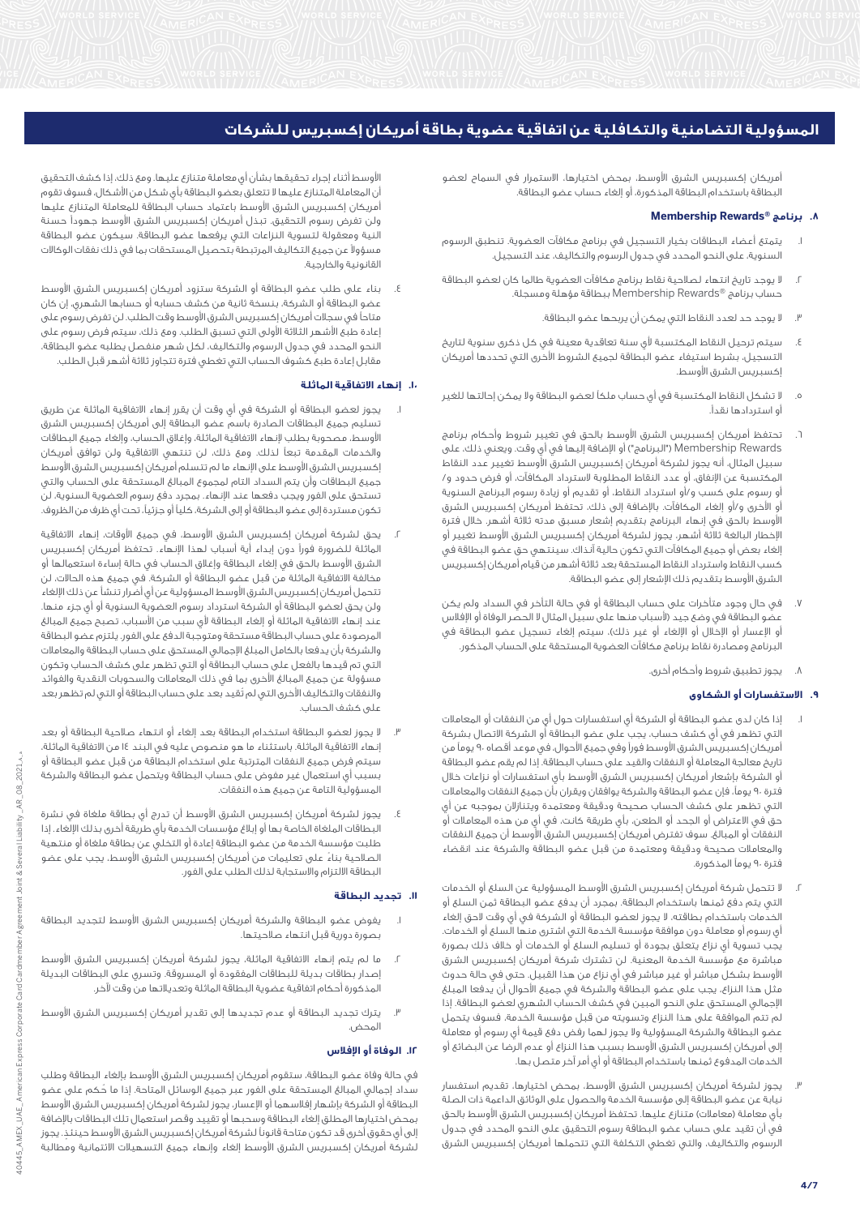# المسؤولية التضامنية والتكافلية عن اتفاقية عضوية بطاقة أمريكان إكسبريس للشركات

أمريكان إكسبريس الشرق الأوسط، بمحض اختيارها، الاستمرار في السماح لعضو البطاقة باستخدام البطاقة المذكورة، أو إلغاء حساب عضو البطاقة.

### ٨. برنامج ®Membership Rewards

١. يتمتع أعضاء البطاقات بخيار التسجيل في برنامج مكافآت العضوية. تنطبق الرسوم السنوية على النحو المحدد في جدول الرسوم والتكاليف، عند التسجيل.

٢. لا يوجد تاريخ انتهاء لصلاحية نقاط برنامج مكافآت العضوية طالما كان لعضو البطاقة حساب برنامج ®Membership Rewards ببطاقة مؤهلة ومسجلة.

٣. لا يوجد حد لعدد النقاط التي يمكن أن يربحها عضو البطاقة.

٤. سيتم ترحيل النقاط المكتسبة لأي سنة تعاقدية معينة في كل ذكرى سنوية لتاريخ التسجيل، بشرط استيفاء عضو البطاقة لجميع الشروط الأخرى التي تحددها أمريكان إكسبريس الشرق الأوسط.

٥. لا تشكل النقاط المكتسبة في أي حساب ملكاً لعضو البطاقة ولا يمكن إحالتها للغير أو استردادها نقداً.

٦. تحتفظ أمريكان إكسبريس الشرق الأوسط بالحق في تغيير شروط وأحكام برنامج Membership Rewards ("البرنامج") أو الإضافة إليها في أي وقت. ويعني ذلك، على سبيل المثال، أنه يجوز لشركة أمريكان إكسبريس الشرق الأوسط تغيير عدد النقاط المكتسبة عن الإنفاق، أو عدد النقاط المطلوبة لاسترداد المكافآت، أو فرض حدود و/ أو رسوم على كسب و/أو استرداد النقاط، أو تقديم أو زيادة رسوم البرنامج السنوية أو الأخرى و/أو إلغاء المكافآت. بالإضافة إلى ذلك، تحتفظ أمريكان إكسبريس الشرق الأوسط بالحق في إنهاء البرنامج بتقديم إشعار مسبق مدته ثلاثة أشهر. خلال فترة الإخطار البالغة ثلاثة أشهر، يجوز لشركة أمريكان إكسبريس الشرق الأوسط تغيير أو إلغاء بعض أو جميع المكافآت التي تكون حالية آنذاك. سينتهي حق عضو البطاقة في كسب النقاط واسترداد النقاط المستحقة بعد ثلاثة أشهر من قيام أمريكان إكسبريس الشرق الأوسط بتقديم ذلك الإشعار إلى عضو البطاقة.

٧. في حال وجود متأخرات على حساب البطاقة أو في حالة التأخر في السداد ولم يكن عضو البطاقة في وضع جيد (لأسباب منها على سبيل المثال لا الحصر الوفاة أو الإفلاس أو الإعسار أو الإخلال أو الإلغاء أو غير ذلك)، سيتم إلغاء تسجيل عضو البطاقة في البرنامج ومصادرة نقاط برنامج مكافآت العضوية المستحقة على الحساب المذكور.

٨. يجوز تطبيق شروط وأحكام أخرى.

### ٩. الاستفسارات أو الشكاوى

١. إذا كان لدى عضو البطاقة أو الشركة أي استفسارات حول أي من النفقات أو المعاملات التي تظهر في أي كشف حساب، يجب على عضو البطاقة أو الشركة الاتصال بشركة أمريكان إكسبريس الشرق الأوسط فوراً وفي جميع الأحوال، في موعد أقصاه ٩٠ يوماً من تاريخ معالجة المعاملة أو النفقات والقيد على حساب البطاقة. إذا لم يقم عضو البطاقة أو الشركة بإشعار أمريكان إكسبريس الشرق الأوسط بأي استفسارات أو نزاعات خلال فترة ٩٠ يوماً، فإن عضو البطاقة والشركة يوافقان ويقران بأن جميع النفقات والمعاملات التي تظهر على كشف الحساب صحيحة ودقيقة ومعتمدة ويتنازلان بموجبه عن أي حق في الاعتراض أو الجحد أو الطعن، بأي طريقة كانت، في أي من هذه المعاملات أو النفقات أو المبالغ. سوف تفترض أمريكان إكسبريس الشرق الأوسط أن جميع النفقات والمعاملات صحيحة ودقيقة ومعتمدة من قبل عضو البطاقة والشركة عند انقضاء فترة ٩٠ يوماً المذكورة.

٢. لا تتحمل شركة أمريكان إكسبريس الشرق الأوسط المسؤولية عن السلع أو الخدمات التي يتم دفع ثمنها باستخدام البطاقة. بمجرد أن يدفع عضو البطاقة ثمن السلع أو الخدمات باستخدام بطاقته، لا يجوز لعضو البطاقة أو الشركة في أي وقت لاحق إلغاء أي رسوم أو معاملة دون موافقة مؤسسة الخدمة التي اشترى منها السلع أو الخدمات. يجب تسوية أي نزاع يتعلق بجودة أو تسليم السلع أو الخدمات أو خلاف ذلك بصورة مباشرة مع مؤسسة الخدمة المعنية. لن تشترك شركة أمريكان إكسبريس الشرق الأوسط بشكل مباشر أو غير مباشر في أي نزاع من هذا القبيل. حتى في حالة حدوث مثل هذا النزاع، يجب على عضو البطاقة والشركة في جميع الأحوال أن يدفعا المبلغ الإجمالي المستحق على النحو المبين في كشف الحساب الشهري لعضو البطاقة. إذا لم تتم الموافقة على هذا النزاع وتسويته من قبل مؤسسة الخدمة، فسوف يتحمل عضو البطاقة والشركة المسؤولية ولا يجوز لهما رفض دفع قيمة أي رسوم أو معاملة إلى أمريكان إكسبريس الشرق الأوسط بسبب هذا النزاع أو عدم الرضا عن البضائع أو الخدمات المدفوع ثمنها باستخدام البطاقة أو أي أمر آخر متصل بها.

٣. يجوز لشركة أمريكان إكسبريس الشرق الأوسط، بمحض اختيارها، تقديم استفسار نيابة عن عضو البطاقة إلى مؤسسة الخدمة والحصول على الوثائق الداعمة ذات الصلة بأي معاملة (معاملات) متنازع عليها. تحتفظ أمريكان إكسبريس الشرق الأوسط بالحق في أن تقيد على حساب عضو البطاقة رسوم التحقيق على النحو المحدد في جدول الرسوم والتكاليف، والتي تغطي التكلفة التي تتحملها أمريكان إكسبريس الشرق الأوسط أثناء إجراء تحقيقها بشأن أي معاملة متنازع عليها. ومع ذلك، إذا كشف التحقيق أن المعاملة المتنازع عليها لا تتعلق بعضو البطاقة بأي شكل من الأشكال، فسوف تقوم أمريكان إكسبريس الشرق الأوسط باعتماد حساب البطاقة للمعاملة المتنازع عليها ولن تفرض رسوم التحقيق. تبذل أمريكان إكسبريس الشرق الأوسط جهوداً حسنة النية ومعقولة لتسوية النزاعات التي يرفعها عضو البطاقة. سيكون عضو البطاقة مسؤولاً عن جميع التكاليف المرتبطة بتحصيل المستحقات بما في ذلك نفقات الوكالات القانونية والخارجية.

٤. بناء على طلب عضو البطاقة أو الشركة ستزود أمريكان إكسبريس الشرق الأوسط عضو البطاقة أو الشركة، بنسخة ثانية من كشف حسابه أو حسابها الشهري، إن كان متاحاً في سجلات أمريكان إكسبريس الشرق الأوسط وقت الطلب. لن تفرض رسوم على إعادة طبع الأشهر الثلاثة الأولى التي تسبق الطلب. ومع ذلك، سيتم فرض رسوم على النحو المحدد في جدول الرسوم والتكاليف، لكل شهر منفصل يطلبه عضو البطاقة، مقابل إعادة طبع كشوف الحساب التي تغطي فترة تتجاوز ثلاثة أشهر قبل الطلب.

### ١٠. إنهاء الاتفاقية الماثلة

١. يجوز لعضو البطاقة أو الشركة في أي وقت أن يقرر إنهاء الاتفاقية الماثلة عن طريق تسليم جميع البطاقات الصادرة باسم عضو البطاقة إلى أمريكان إكسبريس الشرق الأوسط، مصحوبة بطلب لإنهاء الاتفاقية الماثلة، وإغلاق الحساب، وإلغاء جميع البطاقات والخدمات المقدمة تبعاً لذلك. ومع ذلك، لن تنتهي الاتفاقية ولن توافق أمريكان إكسبريس الشرق الأوسط على الإنهاء ما لم تتسلم أمريكان إكسبريس الشرق الأوسط جميع البطاقات وأن يتم السداد التام لمجموع المبالغ المستحقة على الحساب والتي تستحق على الفور ويجب دفعها عند الإنهاء. بمجرد دفع رسوم العضوية السنوية، لن تكون مستردة إلى عضو البطاقة أو إلى الشركة، كلياً أو جزئياً، تحت أي ظرف من الظروف.

٢. يحق لشركة أمريكان إكسبريس الشرق الأوسط، في جميع الأوقات، إنهاء الاتفاقية الماثلة للضرورة فوراً دون إبداء أية أسباب لهذا الإنهاء. تحتفظ أمريكان إكسبريس الشرق الأوسط بالحق في إلغاء البطاقة وإغلاق الحساب في حالة إساءة استعمالها أو مخالفة الاتفاقية الماثلة من قبل عضو البطاقة أو الشركة. في جميع هذه الحالات، لن تتحمل شركة أمريكان إكسبريس الشرق الأوسط المسؤولية عن أي أضرار تنشأ عن ذلك الإلغاء ولن يحق لعضو البطاقة أو الشركة استرداد رسوم العضوية السنوية أو أي جزء منها. عند إنهاء الاتفاقية الماثلة أو إلغاء البطاقة لأي سبب من الأسباب، تصبح جميع المبالغ المرصودة على حساب البطاقة مستحقة ومتوجبة الدفع على الفور. يلتزم عضو البطاقة والشركة بأن يدفعا بالكامل المبلغ الإجمالي المستحق على حساب البطاقة والمعاملات التي تم قيدها بالفعل على حساب البطاقة أو التي تظهر على كشف الحساب وتكون مسؤولة عن جميع المبالغ الأخرى بما في ذلك المعاملات والسحوبات النقدية والفوائد والنفقات والتكاليف الأخرى التي لم تقيد بعد على حساب البطاقة أو التي لم تظهر بعد على كشف الحساب.

٣. لا يجوز لعضو البطاقة استخدام البطاقة بعد إلغاء أو انتهاء صلاحية البطاقة أو بعد إنهاء الاتفاقية الماثلة، باستثناء ما هو منصوص عليه في البند ١٤ من الاتفاقية الماثلة. سيتم فرض جميع النفقات المترتبة على استخدام البطاقة من قبل عضو البطاقة أو بسبب أي استعمال غير مفوض على حساب البطاقة ويتحمل عضو البطاقة والشركة المسؤولية التامة عن جميع هذه النفقات.

٤. يجوز لشركة أمريكان إكسبريس الشرق الأوسط أن تدرج أي بطاقة ملغاة في نشرة البطاقات الملغاة الخاصة بها أو إبلاغ مؤسسات الخدمة بأي طريقة أخرى بذلك الإلغاء. إذا طلبت مؤسسة الخدمة من عضو البطاقة إعادة أو التخلي عن بطاقة ملغاة أو منتهية الصلاحية بناءً على تعليمات من أمريكان إكسبريس الشرق الأوسط، يجب على عضو البطاقة الالتزام والاستجابة لذلك الطلب على الفور.

### ١١. تجديد البطاقة

١. يفوض عضو البطاقة والشركة أمريكان إكسبريس الشرق الأوسط لتجديد البطاقة بصورة دورية قبل انتهاء صلاحيتها.

٢. ما لم يتم إنهاء الاتفاقية الماثلة، يجوز لشركة أمريكان إكسبريس الشرق الأوسط إصدار بطاقات بديلة للبطاقات المفقودة أو المسروقة. وتسري على البطاقات البديلة المذكورة أحكام اتفاقية عضوية البطاقة الماثلة وتعديلاتها من وقت لآخر.

٣. يترك تجديد البطاقة أو عدم تجديدها إلى تقدير أمريكان إكسبريس الشرق الأوسط المحض.

### ١٢. الوفاة أو الإفلاس

في حالة وفاة عضو البطاقة، ستقوم أمريكان إكسبريس الشرق الأوسط بإلغاء البطاقة وطلب سداد إجمالي المبالغ المستحقة على الفور عبر جميع الوسائل المتاحة. إذا ما حُكم على عضو البطاقة أو الشركة بإشهار إفلاسهما أو الإعسار، يجوز لشركة أمريكان إكسبريس الشرق الأوسط بمحض اختيارها المطلق إلغاء البطاقة وسحبها أو تقييد وقصر استعمال تلك البطاقات بالإضافة إلى حقوق أخرى قد تكون متاحة قانوناً لشركة أمريكان إكسبريس الشرق الأوسط حينئذٍ. يجوز لشركة أمريكان إكسبريس الشرق الأوسط إلغاء وإنهاء جميع التسهيلات الائتمانية ومطالبة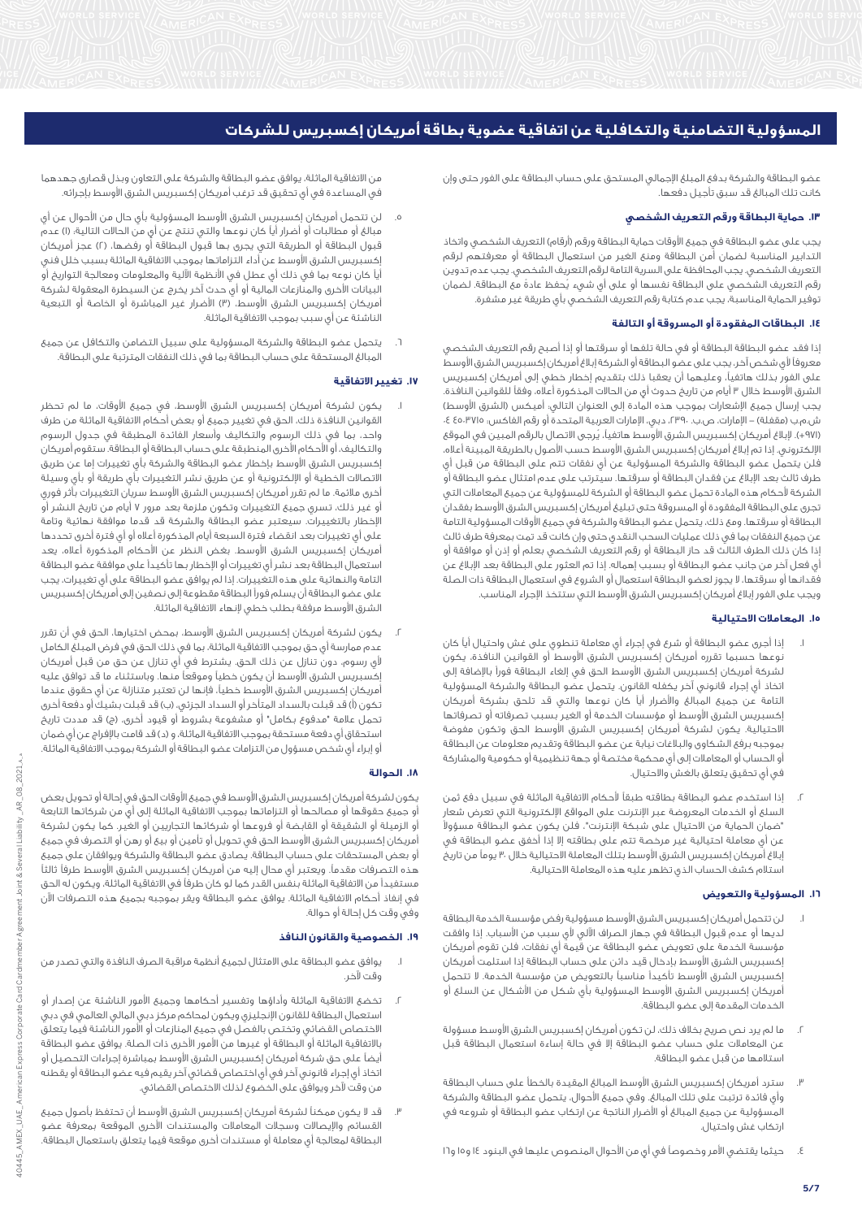# المسؤولية التضامنية والتكافلية عن اتفاقية عضوية بطاقة أمريكان إكسبريس للشركات

عضو البطاقة والشركة بدفع المبلغ الإجمالي المستحق على حساب البطاقة على الفور حتى وإن كانت تلك المبالغ قد سبق تأجيل دفعها.

### ١٣. حماية البطاقة ورقم التعريف الشخصي

يجب على عضو البطاقة في جميع الأوقات حماية البطاقة ورقم (أرقام) التعريف الشخصي واتخاذ التدابير المناسبة لضمان أمن البطاقة ومنع الغير من استعمال البطاقة أو معرفتهم لرقم التعريف الشخصي. يجب المحافظة على السرية التامة لرقم التعريف الشخصي. يجب عدم تدوين رقم التعريف الشخصي على البطاقة نفسها أو على أي شيء يُحفظ عادةً مع البطاقة. لضمان توفير الحماية المناسبة، يجب عدم كتابة رقم التعريف الشخصي بأي طريقة غير مشفرة.

### ١٤. البطاقات المفقودة أو المسروقة أو التالفة

إذا فقد عضو البطاقة البطاقة أو في حالة تلفها أو سرقتها أو إذا أصبح رقم التعريف الشخصي معروفاً لأي شخص آخر، يجب على عضو البطاقة أو الشركة إبلاغ أمريكان إكسبريس الشرق الأوسط على الفور بذلك هاتفياً، وعليهما أن يعقبا ذلك بتقديم إخطار خطي إلى أمريكان إكسبريس الشرق الأوسط خلال ٣ أيام من تاريخ حدوث أي من الحالات المذكورة أعلاه، وفقاً للقوانين النافذة. يجب إرسال جميع الإشعارات بموجب هذه المادة إلى العنوان التالي: أميكس (الشرق الأوسط) ش.م.ب (مقفلة) – الإمارات، ص.ب: ٢٣٩٠، دبي، الإمارات العربية المتحدة أو رقم الفاكس: ٤٥٠٣٧١٥ ٤ (٩٧١+). إبلاغ أمريكان إكسبريس الشرق الأوسط هاتفياً، يُرجى الاتصال بالرقم المبين في الموقع الإلكتروني. إذا تم إبلاغ أمريكان إكسبريس الشرق الأوسط حسب الأصول بالطريقة المبينة أعلاه، فلن يتحمل عضو البطاقة والشركة المسؤولية عن أي نفقات تتم على البطاقة من قبل أي طرف ثالث بعد الإبلاغ عن فقدان البطاقة أو سرقتها. سيترتب على عدم امتثال عضو البطاقة أو الشركة لأحكام هذه المادة تحمل عضو البطاقة أو الشركة للمسؤولية عن جميع المعاملات التي تجرى على البطاقة المفقودة أو المسروقة حتى تبليغ أمريكان إكسبريس الشرق الأوسط بفقدان البطاقة أو سرقتها. ومع ذلك، يتحمل عضو البطاقة والشركة في جميع الأوقات المسؤولية التامة عن جميع النفقات بما في ذلك عمليات السحب النقدي حتى وإن كانت قد تمت بمعرفة طرف ثالث إذا كان ذلك الطرف الثالث قد حاز البطاقة أو رقم التعريف الشخصي بعلم أو إذن أو موافقة أو أي فعل آخر من جانب عضو البطاقة أو بسبب إهماله. إذا تم العثور على البطاقة بعد الإبلاغ عن فقدانها أو سرقتها، لا يجوز لعضو البطاقة استعمال أو الشروع في استعمال البطاقة ذات الصلة ويجب على الفور إبلاغ أمريكان إكسبريس الشرق الأوسط التي ستتخذ الإجراء المناسب.

### ١٥. المعاملات الاحتيالية

١. إذا أجرى عضو البطاقة أو شرع في إجراء أي معاملة تنطوي على غش واحتيال أياً كان نوعها حسبما تقرره أمريكان إكسبريس الشرق الأوسط أو القوانين النافذة، يكون لشركة أمريكان إكسبريس الشرق الأوسط الحق في إلغاء البطاقة فوراً بالإضافة إلى اتخاذ أي إجراء قانوني آخر يكفله القانون. يتحمل عضو البطاقة والشركة المسؤولية التامة عن جميع المبالغ والأضرار أياً كان نوعها والتي قد تلحق بشركة أمريكان إكسبريس الشرق الأوسط أو مؤسسات الخدمة أو الغير بسبب تصرفاته أو تصرفاتها الاحتيالية. يكون لشركة أمريكان إكسبريس الشرق الأوسط الحق وتكون مفوضة بموجبه برفع الشكاوى والبلاغات نيابة عن عضو البطاقة وتقديم معلومات عن البطاقة أو الحساب أو المعاملات إلى أي محكمة مختصة أو جهة تنظيمية أو حكومية والمشاركة في أي تحقيق يتعلق بالغش والاحتيال.

٢. إذا استخدم عضو البطاقة بطاقته طبقاً لأحكام الاتفاقية الماثلة في سبيل دفع ثمن السلع أو الخدمات المعروضة عبر الإنترنت على المواقع الإلكترونية التي تعرض شعار "ضمان الحماية من الاحتيال على شبكة الإنترنت"، فلن يكون عضو البطاقة مسؤولاً عن أي معاملة احتيالية غير مرخصة تتم على بطاقته إلا إذا أخفق عضو البطاقة في إبلاغ أمريكان إكسبريس الشرق الأوسط بتلك المعاملة الاحتيالية خلال ٣٠ يوماً من تاريخ استلام كشف الحساب الذي تظهر عليه هذه المعاملة الاحتيالية.

### ١٦. المسؤولية والتعويض

١. لن تتحمل أمريكان إكسبريس الشرق الأوسط مسؤولية رفض مؤسسة الخدمة البطاقة لديها أو عدم قبول البطاقة في جهاز الصراف الآلي لأي سبب من الأسباب. إذا وافقت مؤسسة الخدمة على تعويض عضو البطاقة عن قيمة أي نفقات، فلن تقوم أمريكان إكسبريس الشرق الأوسط بإدخال قيد دائن على حساب البطاقة إذا استلمت أمريكان إكسبريس الشرق الأوسط تأكيداً مناسباً بالتعويض من مؤسسة الخدمة. لا تتحمل أمريكان إكسبريس الشرق الأوسط المسؤولية بأي شكل من الأشكال عن السلع أو الخدمات المقدمة إلى عضو البطاقة.

٢. ما لم يرد نص صريح بخلاف ذلك، لن تكون أمريكان إكسبريس الشرق الأوسط مسؤولة عن المعاملات على حساب عضو البطاقة إلا في حالة إساءة استعمال البطاقة قبل استلامها من قبل عضو البطاقة.

٣. سترد أمريكان إكسبريس الشرق الأوسط المبالغ المقيدة بالخطأ على حساب البطاقة وأي فائدة ترتبت على تلك المبالغ. وفي جميع الأحوال، يتحمل عضو البطاقة والشركة المسؤولية عن جميع المبالغ أو الأضرار الناتجة عن ارتكاب عضو البطاقة أو شروعه في ارتكاب غش واحتيال.

٤. حيثما يقتضي الأمر وخصوصاً في أي من الأحوال المنصوص عليها في البنود ١٤ و١٥ و١٦ من الاتفاقية الماثلة، يوافق عضو البطاقة والشركة على التعاون وبذل قصارى جهدهما في المساعدة في أي تحقيق قد ترغب أمريكان إكسبريس الشرق الأوسط بإجرائه.

٥. لن تتحمل أمريكان إكسبريس الشرق الأوسط المسؤولية بأي حال من الأحوال عن أي مبالغ أو مطالبات أو أضرار أياً كان نوعها والتي تنتج عن أي من الحالات التالية: (١) عدم قبول البطاقة أو الطريقة التي يجرى بها قبول البطاقة أو رفضها، (٢) عجز أمريكان إكسبريس الشرق الأوسط عن أداء التزاماتها بموجب الاتفاقية الماثلة بسبب خلل فني أياً كان نوعه بما في ذلك أي عطل في الأنظمة الآلية والمعلومات ومعالجة التواريخ أو البيانات الأخرى والمنازعات المالية أو أي حدث آخر يخرج عن السيطرة المعقولة لشركة أمريكان إكسبريس الشرق الأوسط، (٣) الأضرار غير المباشرة أو الخاصة أو التبعية الناشئة عن أي سبب بموجب الاتفاقية الماثلة.

٦. يتحمل عضو البطاقة والشركة المسؤولية على سبيل التضامن والتكافل عن جميع المبالغ المستحقة على حساب البطاقة بما في ذلك النفقات المترتبة على البطاقة.

### ١٧. تغيير الاتفاقية

١. يكون لشركة أمريكان إكسبريس الشرق الأوسط، في جميع الأوقات، ما لم تحظر القوانين النافذة ذلك، الحق في تغيير جميع أو بعض أحكام الاتفاقية الماثلة من طرف واحد، بما في ذلك الرسوم والتكاليف وأسعار الفائدة المطبقة في جدول الرسوم والتكاليف، أو الأحكام الأخرى المنطبقة على حساب البطاقة أو البطاقة. ستقوم أمريكان إكسبريس الشرق الأوسط بإخطار عضو البطاقة والشركة بأي تغييرات إما عن طريق الاتصالات الخطية أو الإلكترونية أو عن طريق نشر التغييرات بأي طريقة أو بأي وسيلة أخرى ملائمة. ما لم تقرر أمريكان إكسبريس الشرق الأوسط سريان التغييرات بأثر فوري أو غير ذلك، تسري جميع التغييرات وتكون ملزمة بعد مرور ٧ أيام من تاريخ النشر أو الإخطار بالتغييرات. سيعتبر عضو البطاقة والشركة قد قدما موافقة نهائية وتامة على أي تغييرات بعد انقضاء فترة السبعة أيام المذكورة أعلاه أو أي فترة أخرى تحددها أمريكان إكسبريس الشرق الأوسط. بغض النظر عن الأحكام المذكورة أعلاه، يعد استعمال البطاقة بعد نشر أي تغييرات أو الإخطار بها تأكيداً على موافقة عضو البطاقة التامة والنهائية على هذه التغييرات. إذا لم يوافق عضو البطاقة على أي تغييرات، يجب على عضو البطاقة أن يسلم فوراً البطاقة مقطوعة إلى نصفين إلى أمريكان إكسبريس الشرق الأوسط مرفقة بطلب خطي لإنهاء الاتفاقية الماثلة.

٢. يكون لشركة أمريكان إكسبريس الشرق الأوسط، بمحض اختيارها، الحق في أن تقرر عدم ممارسة أي حق بموجب الاتفاقية الماثلة، بما في ذلك الحق في فرض المبلغ الكامل لأي رسوم، دون تنازل عن ذلك الحق. يشترط في أي تنازل عن حق من قبل أمريكان إكسبريس الشرق الأوسط أن يكون خطياً وموقعاً منها. وباستثناء ما قد توافق عليه أمريكان إكسبريس الشرق الأوسط خطياً، فإنها لن تعتبر متنازلة عن أي حقوق عندما تكون (أ) قد قبلت بالسداد المتأخر أو السداد الجزئي، (ب) قد قبلت بشيك أو دفعة أخرى تحمل علامة "مدفوع بكامل" أو مشفوعة بشروط أو قيود أخرى، (ج) قد مددت تاريخ استحقاق أي دفعة مستحقة بموجب الاتفاقية الماثلة، و (د) قد قامت بالإفراج عن أي ضمان أو إبراء أي شخص مسؤول من التزامات عضو البطاقة أو الشركة بموجب الاتفاقية الماثلة.

### ١٨. الحوالة

يكون لشركة أمريكان إكسبريس الشرق الأوسط في جميع الأوقات الحق في إحالة أو تحويل بعض أو جميع حقوقها أو مصالحها أو التزاماتها بموجب الاتفاقية الماثلة إلى أي من شركاتها التابعة أو الزميلة أو الشقيقة أو القابضة أو فروعها أو شركاتها التجاريين أو الغير. كما يكون لشركة أمريكان إكسبريس الشرق الأوسط الحق في تحويل أو تأمين أو بيع أو رهن أو التصرف في جميع أو بعض المستحقات على حساب البطاقة. يصادق عضو البطاقة والشركة ويوافقان على جميع هذه التصرفات مقدماً. ويعتبر أي محال إليه من أمريكان إكسبريس الشرق الأوسط طرفاً ثالثاً مستفيداً من الاتفاقية الماثلة بنفس القدر كما لو كان طرفاً في الاتفاقية الماثلة، ويكون له الحق في إنفاذ أحكام الاتفاقية الماثلة. يوافق عضو البطاقة ويقر بموجبه بجميع هذه التصرفات الآن وفي وقت كل إحالة أو حوالة.

### ١٩. الخصوصية والقانون النافذ

١. يوافق عضو البطاقة على الامتثال لجميع أنظمة مراقبة الصرف النافذة والتي تصدر من وقت لآخر.

٢. تخضع الاتفاقية الماثلة وأداؤها وتفسير أحكامها وجميع الأمور الناشئة عن إصدار أو استعمال البطاقة للقانون الإنجليزي ويكون لمحاكم مركز دبي المالي العالمي في دبي الاختصاص القضائي وتختص بالفصل في جميع المنازعات أو الأمور الناشئة فيما يتعلق بالاتفاقية الماثلة أو البطاقة أو غيرها من الأمور الأخرى ذات الصلة. يوافق عضو البطاقة أيضاً على حق شركة أمريكان إكسبريس الشرق الأوسط بمباشرة إجراءات التحصيل أو اتخاذ أي إجراء قانوني آخر في أي اختصاص قضائي آخر يقيم فيه عضو البطاقة أو يقطنه من وقت لآخر ويوافق على الخضوع لذلك الاختصاص القضائي.

٣. قد لا يكون ممكناً لشركة أمريكان إكسبريس الشرق الأوسط أن تحتفظ بأصول جميع القسائم والإيصالات وسجلات المعاملات والمستندات الأخرى الموقعة بمعرفة عضو البطاقة لمعالجة أي معاملة أو مستندات أخرى موقعة فيما يتعلق باستعمال البطاقة.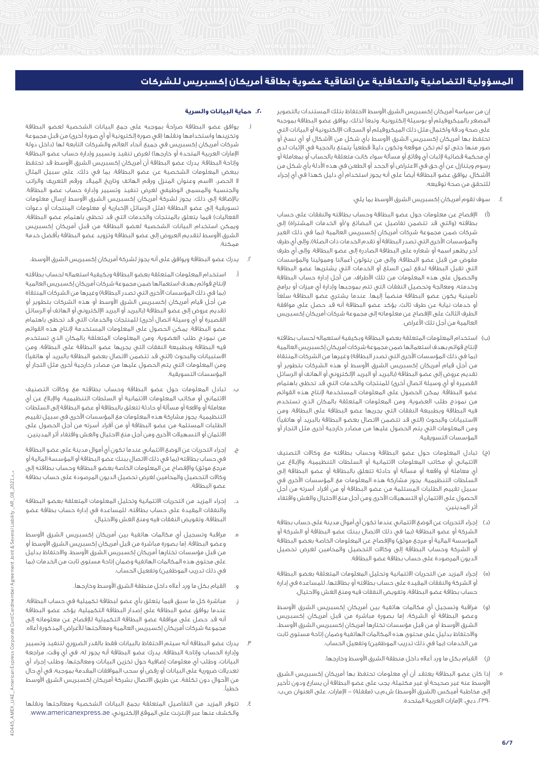# المسؤولية التضامنية والتكافلية عن اتفاقية عضوية بطاقة أمريكان إكسبريس للشركات

إن من سياسة أمريكان إكسبريس الشرق الأوسط الاحتفاظ بتلك المستندات بالتصوير المصغر بالميكروفيلم أو بوسيلة إلكترونية. وتبعاً لذلك، يوافق عضو البطاقة بموجبه على صحة ودقة واكتمال مثل ذلك الميكروفيلم أو السجلات الإلكترونية أو البيانات التي تحتفظ بها أمريكان إكسبريس الشرق الأوسط بأي شكل من الأشكال أو أي نسخ أو صور منها حتى لو لم تكن موقعة وتكون دليلاً قطعياً يتمتع بالحجية في الإثبات لدى أي محكمة قضائية لإثبات أي وقائع أو مسألة سواء كانت متعلقة بالحساب أو بمعاملة أو رسوم ويتنازل عن أي حق في الاعتراض أو الجحد أو الطعن في هذه الأدلة بأي شكل من الأشكال. يوافق عضو البطاقة أيضاً على أنه يجوز استخدام أي دليل كهذا في أي إجراء للتحقق من صحة توقيعه.

٤. سوف تقوم أمريكان إكسبريس الشرق الأوسط بما يلي:

(أ) الإفصاح عن معلومات حول عضو البطاقة وحساب بطاقته والنفقات على حساب بطاقته (والتي قد تتضمن تفاصيل عن البضائع و/أو الخدمات المشتراة) إلى شركات ضمن مجموعة شركات أمريكان إكسبريس العالمية (بما في ذلك الغير والمؤسسات الأخرى التي تصدر البطاقة أو تقدم الخدمات ذات الصلة)، وإلى أي طرف مفوض من قبل عضو البطاقة، وإلى من يتولون أعمالنا وممولينا والمؤسسات التي تقبل البطاقة لدفع ثمن السلع أو الخدمات التي يشتريها عضو البطاقة والحصول على هذه المعلومات من تلك الأطراف، من أجل إدارة حساب البطاقة وخدمته، ومعالجة وتحصيل النفقات التي تتم بموجبها وإدارة أي ميزات أو برامج تأمينية يكون عضو البطاقة منضماً إليها. عندما يشتري عضو البطاقة سلعاً أو خدمات نيابة عن طرف ثالث، يؤكد عضو البطاقة أنه قد حصل على موافقة الطرف الثالث على الإفصاح عن معلوماته إلى مجموعة شركات أمريكان إكسبريس العالمية من أجل تلك الأغراض.

(ب) استخدام المعلومات المتعلقة بعضو البطاقة وبكيفية استعماله لحساب بطاقته لإنتاج قوائم بهدف استعمالها ضمن مجموعة شركات أمريكان إكسبريس العالمية (بما في ذلك المؤسسات الأخرى التي تصدر البطاقة) وغيرها من الشركات المنتقاة من أجل قيام أمريكان إكسبريس الشرق الأوسط أو هذه الشركات بتطوير أو تقديم عروض إلى عضو البطاقة (بالبريد أو البريد الإلكتروني أو الهاتف أو الرسائل القصيرة أو أي وسيلة اتصال أخرى) للمنتجات والخدمات التي قد تحظى باهتمام عضو البطاقة. يمكن الحصول على المعلومات المستخدمة لإنتاج هذه القوائم من نموذج طلب العضوية، ومن المعلومات المتعلقة بالمكان الذي تستخدم فيه البطاقة وبطبيعة النفقات التي يجريها عضو البطاقة على البطاقة، ومن الاستبيانات والبحوث (التي قد تتضمن الاتصال بعضو البطاقة بالبريد أو هاتفياً) ومن المعلومات التي يتم الحصول عليها من مصادر خارجية أخرى مثل التجار أو المؤسسات التسويقية.

(ج) تبادل المعلومات حول عضو البطاقة وحساب بطاقته مع وكالات التصنيف الائتماني أو مكاتب المعلومات الائتمانية أو السلطات التنظيمية، والإبلاغ عن أي معاملة أو واقعة أو مسألة أو حادثة تتعلق بالبطاقة أو عضو البطاقة إلى السلطات التنظيمية. يجوز مشاركة هذه المعلومات مع المؤسسات الأخرى في سبيل تقييم الطلبات المستلمة من عضو البطاقة أو من أفراد أسرته من أجل الحصول على الائتمان أو التسهيلات الأخرى ومن أجل منع الاحتيال والغش واقتفاء أثر المدينين.

(د) إجراء التحريات عن الوضع الائتماني عندما تكون أي أموال مدينة على حساب بطاقة الشركة أو عضو البطاقة (بما في ذلك الاتصال ببنك عضو البطاقة أو الشركة أو المؤسسة المالية أو مرجع موثق) والإفصاح عن المعلومات الخاصة بعضو البطاقة أو الشركة وحساب البطاقة إلى وكالات التحصيل والمحامين لغرض تحصيل الديون المرصودة على حساب بطاقة عضو البطاقة.

(ه) إجراء المزيد من التحريات الائتمانية وتحليل المعلومات المتعلقة بعضو البطاقة أو الشركة والنفقات المقيدة على حساب بطاقته أو بطاقتها، للمساعدة في إدارة حساب بطاقة عضو البطاقة، وتفويض النفقات فيه ومنع الغش والاحتيال.

(و) مراقبة وتسجيل أي مكالمات هاتفية بين أمريكان إكسبريس الشرق الأوسط وعضو البطاقة أو الشركة، إما بصورة مباشرة من قبل أمريكان إكسبريس الشرق الأوسط أو من قبل مؤسسات تختارها أمريكان إكسبريس الشرق الأوسط، والاحتفاظ بدليل على محتوى هذه المكالمات الهاتفية وضمان إتاحة مستوى ثابت من الخدمات (بما في ذلك تدريب الموظفين) وتفعيل الحساب.

(ز) القيام بكل ما ورد أعلاه داخل منطقة الشرق الأوسط وخارجها.

٥. إذا كان عضو البطاقة يعتقد أن أي معلومات تحتفظ بها أمريكان إكسبريس الشرق الأوسط عنه غير صحيحة أو غير مكتملة، يجب على عضو البطاقة أن يسارع ودون تأخير إلى مخاطبة أميكس (الشرق الأوسط) ش.م.ب (مقفلة) – الإمارات، على العنوان ص.ب. ٢٣٩٠، دبي، الإمارات العربية المتحدة.

## ٢٠. حماية البيانات والسرية

١. يوافق عضو البطاقة صراحةً بموجبه على جمع البيانات الشخصية لعضو البطاقة وتخزينها واستخدامها ونقلها (في صورة إلكترونية أو أي صورة أخرى) من قبل مجموعة شركات أمريكان إكسبريس في جميع أنحاء العالم والشركات التابعة لها (داخل دولة الإمارات العربية المتحدة أو خارجها) لغرض تنفيذ وتسيير وإدارة حساب عضو البطاقة وإتاحة البطاقة. يدرك عضو البطاقة أن أمريكان إكسبريس الشرق الأوسط قد تحتفظ ببعض المعلومات الشخصية عن عضو البطاقة، بما في ذلك، على سبيل المثال لا الحصر، الاسم وعنوان المنزل ورقم الهاتف وتاريخ الميلاد ورقم التعريف والراتب والجنسية والمسمى الوظيفي لغرض تنفيذ وتسيير وإدارة حساب عضو البطاقة. بالإضافة إلى ذلك، يجوز لشركة أمريكان إكسبريس الشرق الأوسط إرسال معلومات تسويقية إلى عضو البطاقة (مثل الرسائل الإخبارية أو معلومات المنتجات أو دعوات الفعاليات) فيما يتعلق بالمنتجات والخدمات التي قد تحظى باهتمام عضو البطاقة، ويمكن استخدام البيانات الشخصية لعضو البطاقة من قبل أمريكان إكسبريس الشرق الأوسط لتقديم العروض إلى عضو البطاقة وتزويد عضو البطاقة بأفضل خدمة ممكنة.

٢. يدرك عضو البطاقة ويوافق على أنه يجوز لشركة أمريكان إكسبريس الشرق الأوسط:

أ. استخدام المعلومات المتعلقة بعضو البطاقة وبكيفية استعماله لحساب بطاقته لإنتاج قوائم بهدف استعمالها ضمن مجموعة شركات أمريكان إكسبريس العالمية (بما في ذلك المؤسسات الأخرى التي تصدر البطاقة) وغيرها من الشركات المنتقاة من أجل قيام أمريكان إكسبريس الشرق الأوسط أو هذه الشركات بتطوير أو تقديم عروض إلى عضو البطاقة (بالبريد أو البريد الإلكتروني أو الهاتف أو الرسائل القصيرة أو أي وسيلة اتصال أخرى) للمنتجات والخدمات التي قد تحظى باهتمام عضو البطاقة. يمكن الحصول على المعلومات المستخدمة لإنتاج هذه القوائم من نموذج طلب العضوية، ومن المعلومات المتعلقة بالمكان الذي تستخدم فيه البطاقة وبطبيعة النفقات التي يجريها عضو البطاقة على البطاقة، ومن الاستبيانات والبحوث (التي قد تتضمن الاتصال بعضو البطاقة بالبريد أو هاتفياً) ومن المعلومات التي يتم الحصول عليها من مصادر خارجية أخرى مثل التجار أو المؤسسات التسويقية.

ب. تبادل المعلومات حول عضو البطاقة وحساب بطاقته مع وكالات التصنيف الائتماني أو مكاتب المعلومات الائتمانية أو السلطات التنظيمية، والإبلاغ عن أي معاملة أو واقعة أو مسألة أو حادثة تتعلق بالبطاقة أو عضو البطاقة إلى السلطات التنظيمية. يجوز مشاركة هذه المعلومات مع المؤسسات الأخرى في سبيل تقييم الطلبات المستلمة من عضو البطاقة أو من أفراد أسرته من أجل الحصول على الائتمان أو التسهيلات الأخرى ومن أجل منع الاحتيال والغش واقتفاء أثر المدينين.

ج. إجراء التحريات عن الوضع الائتماني عندما تكون أي أموال مدينة على عضو البطاقة في حساب بطاقته (بما في ذلك الاتصال ببنك عضو البطاقة أو المؤسسة المالية أو مرجع موثق) والإفصاح عن المعلومات الخاصة بعضو البطاقة وحساب بطاقته إلى وكالات التحصيل والمحامين لغرض تحصيل الديون المرصودة على حساب بطاقة عضو البطاقة.

د. إجراء المزيد من التحريات الائتمانية وتحليل المعلومات المتعلقة بعضو البطاقة والنفقات المقيدة على حساب بطاقته، للمساعدة في إدارة حساب بطاقة عضو البطاقة، وتفويض النفقات فيه ومنع الغش والاحتيال.

ه. مراقبة وتسجيل أي مكالمات هاتفية بين أمريكان إكسبريس الشرق الأوسط وعضو البطاقة، إما بصورة مباشرة من قبل أمريكان إكسبريس الشرق الأوسط أو من قبل مؤسسات تختارها أمريكان إكسبريس الشرق الأوسط، والاحتفاظ بدليل على محتوى هذه المكالمات الهاتفية وضمان إتاحة مستوى ثابت من الخدمات (بما في ذلك تدريب الموظفين) وتفعيل الحساب.

و. القيام بكل ما ورد أعلاه داخل منطقة الشرق الأوسط وخارجها.

ز. مباشرة كل ما سبق فيما يتعلق بأي عضو لبطاقة تكميلية في حساب البطاقة. عندما يوافق عضو البطاقة على إصدار البطاقة التكميلية، يؤكد عضو البطاقة أنه قد حصل على موافقة عضو البطاقة التكميلية للإفصاح عن معلوماته إلى مجموعة شركات أمريكان إكسبريس العالمية ومعالجتها للأغراض المذكورة أعلاه.

٣. يدرك عضو البطاقة أنه سيتم الاحتفاظ بالبيانات فقط بالقدر الضروري لتنفيذ وتسيير وإدارة الحساب وإتاحة البطاقة. يدرك عضو البطاقة أنه يجوز له، في أي وقت، مراجعة البيانات، وطلب أي معلومات إضافية حول تخزين البيانات ومعالجتها، وطلب إجراء أي تعديلات ضرورية على البيانات أو رفض أو سحب الموافقات المقدمة بموجبه، في أي حال من الأحوال دون تكلفة، عن طريق الاتصال بشركة أمريكان إكسبريس الشرق الأوسط خطياً.

٤. تتوفر المزيد من التفاصيل المتعلقة بجمع البيانات الشخصية ومعالجتها ونقلها والكشف عنها عبر الإنترنت على الموقع الإلكتروني: www.americanexpress.ae.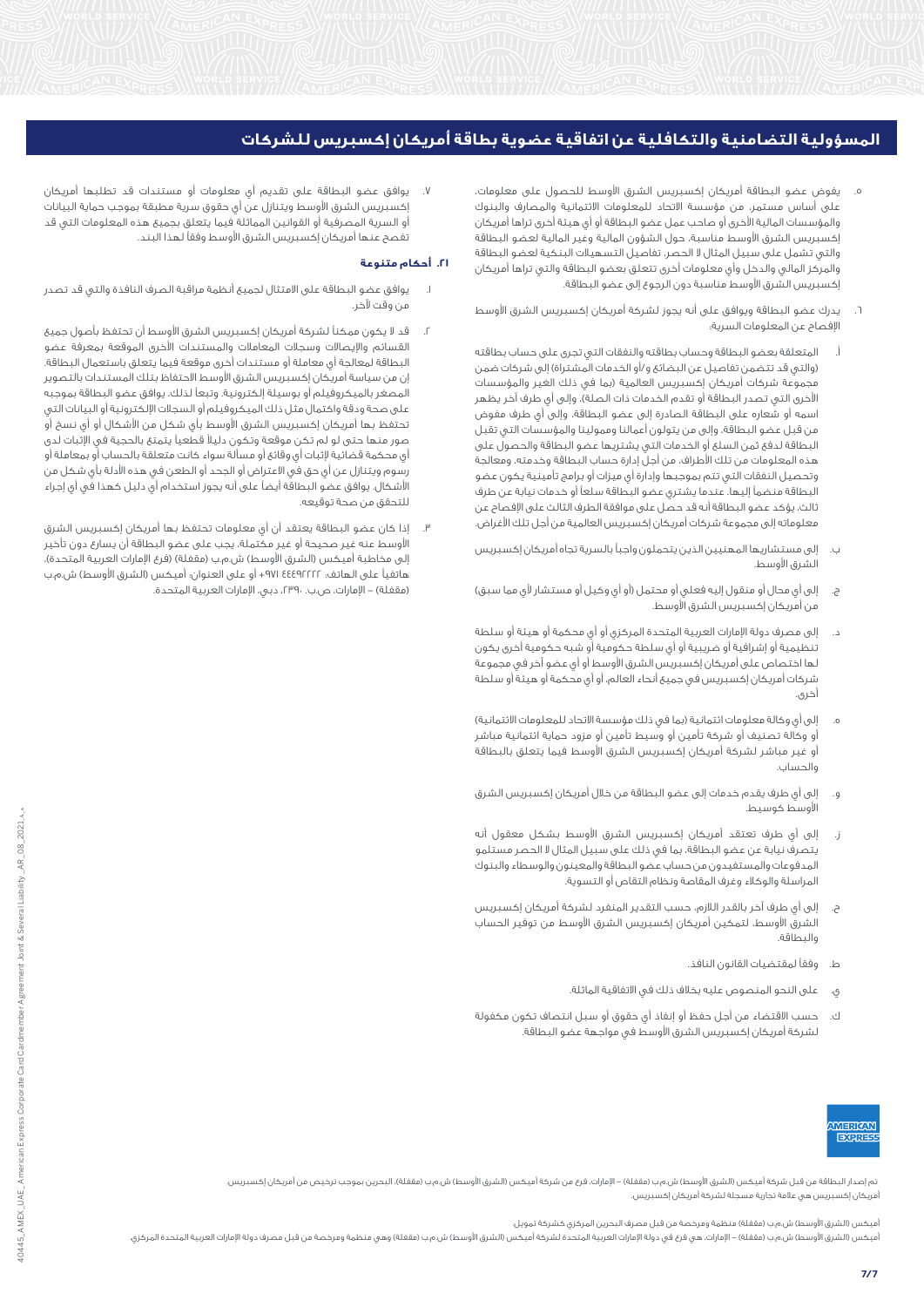## المسؤولية التضامنية والتكافلية عن اتفاقية عضوية بطاقة أمريكان إكسبريس للشركات

٥. يفوض عضو البطاقة أمريكان إكسبريس الشرق الأوسط للحصول على معلومات، على أساس مستمر، من مؤسسة الاتحاد للمعلومات الائتمانية والمصارف والبنوك والمؤسسات المالية الأخرى أو صاحب عمل عضو البطاقة أو أي هيئة أخرى تراها أمريكان إكسبريس الشرق الأوسط مناسبة، حول الشؤون المالية وغير المالية لعضو البطاقة والتي تشمل على سبيل المثال لا الحصر، تفاصيل التسهيلات البنكية لعضو البطاقة والمركز المالي والدخل وأي معلومات أخرى تتعلق بعضو البطاقة والتي تراها أمريكان إكسبريس الشرق الأوسط مناسبة دون الرجوع إلى عضو البطاقة.

٦. يدرك عضو البطاقة ويوافق على أنه يجوز لشركة أمريكان إكسبريس الشرق الأوسط الإفصاح عن المعلومات السرية:

أ. المتعلقة بعضو البطاقة وحساب بطاقته والنفقات التي تجرى على حساب بطاقته (والتي قد تتضمن تفاصيل عن البضائع و/أو الخدمات المشتراة) إلى شركات ضمن مجموعة شركات أمريكان إكسبريس العالمية (بما في ذلك الغير والمؤسسات الأخرى التي تصدر البطاقة أو تقدم الخدمات ذات الصلة)، وإلى أي طرف آخر يظهر اسمه أو شعاره على البطاقة الصادرة إلى عضو البطاقة، وإلى أي طرف مفوض من قبل عضو البطاقة، وإلى من يتولون أعمالنا ومموولينا والمؤسسات التي تقبل البطاقة لدفع ثمن السلع أو الخدمات التي يشتريها عضو البطاقة والحصول على هذه المعلومات من تلك الأطراف، من أجل إدارة حساب البطاقة وخدمته، ومعالجة وتحصيل النفقات التي تتم بموجبها وإدارة أي ميزات أو برامج تأمينية يكون عضو البطاقة منضماً إليها. عندما يشتري عضو البطاقة سلعاً أو خدمات نيابة عن طرف ثالث، يؤكد عضو البطاقة أنه قد حصل على موافقة الطرف الثالث على الإفصاح عن معلوماته إلى مجموعة شركات أمريكان إكسبريس العالمية من أجل تلك الأغراض.

ب. إلى مستشاريها المهنيين الذين يتحملون واجباً بالسرية تجاه أمريكان إكسبريس الشرق الأوسط.

ج. إلى أي محال أو منقول إليه فعلي أو محتمل (أو أي وكيل أو مستشار لأي مما سبق) من أمريكان إكسبريس الشرق الأوسط.

د. إلى مصرف دولة الإمارات العربية المتحدة المركزي أو أي محكمة أو هيئة أو سلطة تنظيمية أو إشرافية أو ضريبية أو أي سلطة حكومية أو شبه حكومية أخرى يكون لها اختصاص على أمريكان إكسبريس الشرق الأوسط أو أي عضو آخر في مجموعة شركات أمريكان إكسبريس في جميع أنحاء العالم، أو أي محكمة أو هيئة أو سلطة أخرى.

ه. إلى أي وكالة معلومات ائتمانية (بما في ذلك مؤسسة الاتحاد للمعلومات الائتمانية) أو وكالة تصنيف أو شركة تأمين أو وسيط تأمين أو مزود حماية ائتمانية مباشر أو غير مباشر لشركة أمريكان إكسبريس الشرق الأوسط فيما يتعلق بالبطاقة والحساب.

و. إلى أي طرف يقدم خدمات إلى عضو البطاقة من خلال أمريكان إكسبريس الشرق الأوسط كوسيط.

ز. إلى أي طرف تعتقد أمريكان إكسبريس الشرق الأوسط بشكل معقول أنه يتصرف نيابة عن عضو البطاقة، بما في ذلك على سبيل المثال لا الحصر مستلمو المدفوعات والمستفيدون من حساب عضو البطاقة والمعينون والوسطاء والبنوك المراسلة والوكلاء وغرف المقاصة ونظام التقاص أو التسوية.

ح. إلى أي طرف آخر بالقدر اللازم، حسب التقدير المنفرد لشركة أمريكان إكسبريس الشرق الأوسط، لتمكين أمريكان إكسبريس الشرق الأوسط من توفير الحساب والبطاقة.

ط. وفقاً لمقتضيات القانون النافذ.

ي. على النحو المنصوص عليه بخلاف ذلك في الاتفاقية الماثلة.

ك. حسب الاقتضاء من أجل حفظ أو إنفاذ أي حقوق أو سبل انتصاف تكون مكفولة لشركة أمريكان إكسبريس الشرق الأوسط في مواجهة عضو البطاقة.

٧. يوافق عضو البطاقة على تقديم أي معلومات أو مستندات قد تطلبها أمريكان إكسبريس الشرق الأوسط ويتنازل عن أي حقوق سرية مطبقة بموجب حماية البيانات أو السرية المصرفية أو القوانين المماثلة فيما يتعلق بجميع هذه المعلومات التي قد تفصح عنها أمريكان إكسبريس الشرق الأوسط وفقاً لهذا البند.

### ٢١. أحكام متنوعة

١. يوافق عضو البطاقة على الامتثال لجميع أنظمة مراقبة الصرف النافذة والتي قد تصدر من وقت لآخر.

٢. قد لا يكون ممكناً لشركة أمريكان إكسبريس الشرق الأوسط أن تحتفظ بأصول جميع القسائم والإيصالات وسجلات المعاملات والمستندات الأخرى الموقعة بمعرفة عضو البطاقة لمعالجة أي معاملة أو مستندات أخرى موقعة فيما يتعلق باستعمال البطاقة. إن من سياسة أمريكان إكسبريس الشرق الأوسط الاحتفاظ بتلك المستندات بالتصوير المصغر بالميكروفيلم أو بوسيلة إلكترونية. وتبعاً لذلك، يوافق عضو البطاقة بموجبه على صحة ودقة واكتمال مثل ذلك الميكروفيلم أو السجلات الإلكترونية أو البيانات التي تحتفظ بها أمريكان إكسبريس الشرق الأوسط بأي شكل من الأشكال أو أي نسخ أو صور منها حتى لو لم تكن موقعة وتكون دليلاً قطعياً يتمتع بالحجية في الإثبات لدى أي محكمة قضائية لإثبات أي وقائع أو مسألة سواء كانت متعلقة بالحساب أو بمعاملة أو رسوم ويتنازل عن أي حق في الاعتراض أو الجحد أو الطعن في هذه الأدلة بأي شكل من الأشكال. يوافق عضو البطاقة أيضاً على أنه يجوز استخدام أي دليل كهذا في أي إجراء للتحقق من صحة توقيعه.

٣. إذا كان عضو البطاقة يعتقد أن أي معلومات تحتفظ بها أمريكان إكسبريس الشرق الأوسط عنه غير صحيحة أو غير مكتملة، يجب على عضو البطاقة أن يسارع دون تأخير إلى مخاطبة أميكس (الشرق الأوسط) ش.م.ب (مقفلة) (فرع الإمارات العربية المتحدة)، هاتفياً على الهاتف: ٤٤٤٩٢٢٢٢ ٩٧١+ أو على العنوان: أميكس (الشرق الأوسط) ش.م.ب (مقفلة) – الإمارات، ص.ب. ٢٣٩٠، دبي، الإمارات العربية المتحدة.

تم إصدار البطاقة من قبل شركة أميكس (الشرق الأوسط) ش.م.ب (مقفلة) – الإمارات، فرع من شركة أميكس (الشرق الأوسط) ش.م.ب (مقفلة)، البحرين بموجب ترخيص من أمريكان إكسبريس. أمريكان إكسبريس هي علامة تجارية مسجلة لشركة أمريكان إكسبريس.

أميكس (الشرق الأوسط) ش.م.ب (مقفلة) منظمة ومرخصة من قبل مصرف البحرين المركزي كشركة تمويل.
أميكس (الشرق الأوسط) ش.م.ب (مقفلة) – الإمارات، هي فرع في دولة الإمارات العربية المتحدة لشركة أميكس (الشرق الأوسط) ش.م.ب (مقفلة) وهي منظمة ومرخصة من قبل مصرف دولة الإمارات العربية المتحدة المركزي.

40445_AMEX_UAE_American Express Corporate Card Cardmember Agreement Joint & Several Liability_AR_08_2021 ٨.٠